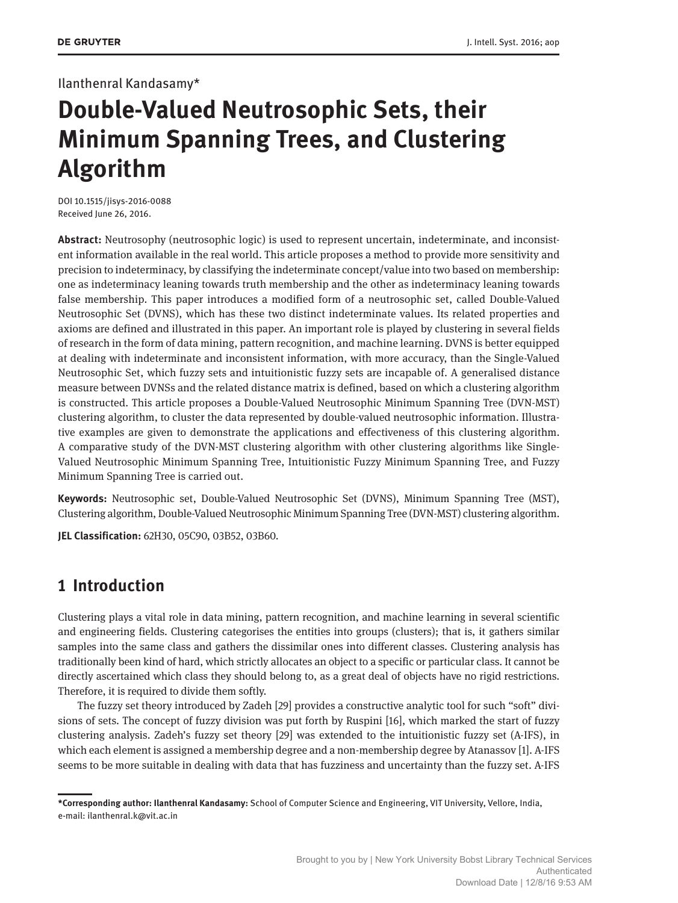Ilanthenral Kandasamy*

# Double-Valued Neutrosophic Sets, their Minimum Spanning Trees, and Clustering Algorithm

DOI 10.1515/jisys-2016-0088
Received June 26, 2016.

**Abstract:** Neutrosophy (neutrosophic logic) is used to represent uncertain, indeterminate, and inconsistent information available in the real world. This article proposes a method to provide more sensitivity and precision to indeterminacy, by classifying the indeterminate concept/value into two based on membership: one as indeterminacy leaning towards truth membership and the other as indeterminacy leaning towards false membership. This paper introduces a modified form of a neutrosophic set, called Double-Valued Neutrosophic Set (DVNS), which has these two distinct indeterminate values. Its related properties and axioms are defined and illustrated in this paper. An important role is played by clustering in several fields of research in the form of data mining, pattern recognition, and machine learning. DVNS is better equipped at dealing with indeterminate and inconsistent information, with more accuracy, than the Single-Valued Neutrosophic Set, which fuzzy sets and intuitionistic fuzzy sets are incapable of. A generalised distance measure between DVNSs and the related distance matrix is defined, based on which a clustering algorithm is constructed. This article proposes a Double-Valued Neutrosophic Minimum Spanning Tree (DVN-MST) clustering algorithm, to cluster the data represented by double-valued neutrosophic information. Illustrative examples are given to demonstrate the applications and effectiveness of this clustering algorithm. A comparative study of the DVN-MST clustering algorithm with other clustering algorithms like Single-Valued Neutrosophic Minimum Spanning Tree, Intuitionistic Fuzzy Minimum Spanning Tree, and Fuzzy Minimum Spanning Tree is carried out.

**Keywords:** Neutrosophic set, Double-Valued Neutrosophic Set (DVNS), Minimum Spanning Tree (MST), Clustering algorithm, Double-Valued Neutrosophic Minimum Spanning Tree (DVN-MST) clustering algorithm.

**JEL Classification:** 62H30, 05C90, 03B52, 03B60.

## 1 Introduction

Clustering plays a vital role in data mining, pattern recognition, and machine learning in several scientific and engineering fields. Clustering categorises the entities into groups (clusters); that is, it gathers similar samples into the same class and gathers the dissimilar ones into different classes. Clustering analysis has traditionally been kind of hard, which strictly allocates an object to a specific or particular class. It cannot be directly ascertained which class they should belong to, as a great deal of objects have no rigid restrictions. Therefore, it is required to divide them softly.

The fuzzy set theory introduced by Zadeh [29] provides a constructive analytic tool for such "soft" divisions of sets. The concept of fuzzy division was put forth by Ruspini [16], which marked the start of fuzzy clustering analysis. Zadeh's fuzzy set theory [29] was extended to the intuitionistic fuzzy set (A-IFS), in which each element is assigned a membership degree and a non-membership degree by Atanassov [1]. A-IFS seems to be more suitable in dealing with data that has fuzziness and uncertainty than the fuzzy set. A-IFS

---

**\*Corresponding author: Ilanthenral Kandasamy:** School of Computer Science and Engineering, VIT University, Vellore, India, e-mail: ilanthenral.k@vit.ac.in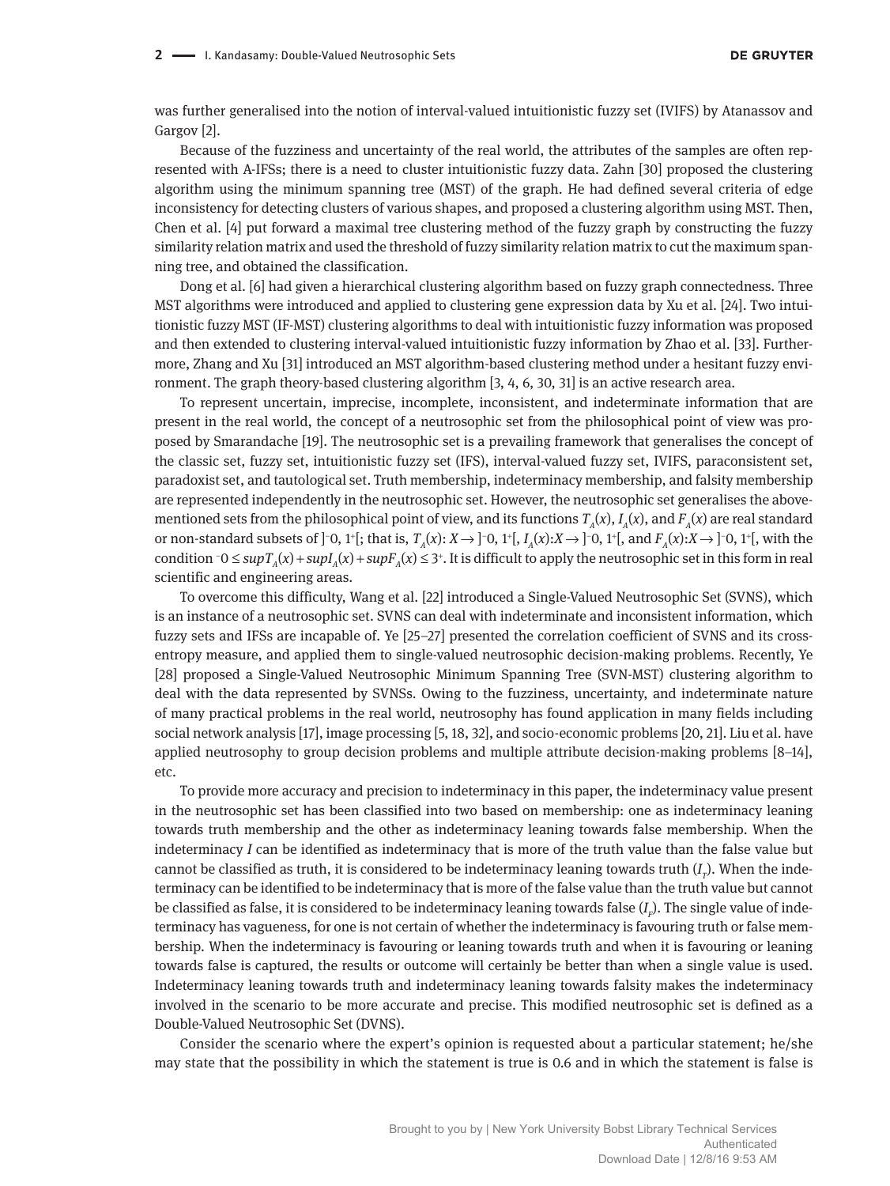was further generalised into the notion of interval-valued intuitionistic fuzzy set (IVIFS) by Atanassov and Gargov [2].

Because of the fuzziness and uncertainty of the real world, the attributes of the samples are often represented with A-IFSs; there is a need to cluster intuitionistic fuzzy data. Zahn [30] proposed the clustering algorithm using the minimum spanning tree (MST) of the graph. He had defined several criteria of edge inconsistency for detecting clusters of various shapes, and proposed a clustering algorithm using MST. Then, Chen et al. [4] put forward a maximal tree clustering method of the fuzzy graph by constructing the fuzzy similarity relation matrix and used the threshold of fuzzy similarity relation matrix to cut the maximum spanning tree, and obtained the classification.

Dong et al. [6] had given a hierarchical clustering algorithm based on fuzzy graph connectedness. Three MST algorithms were introduced and applied to clustering gene expression data by Xu et al. [24]. Two intuitionistic fuzzy MST (IF-MST) clustering algorithms to deal with intuitionistic fuzzy information was proposed and then extended to clustering interval-valued intuitionistic fuzzy information by Zhao et al. [33]. Furthermore, Zhang and Xu [31] introduced an MST algorithm-based clustering method under a hesitant fuzzy environment. The graph theory-based clustering algorithm [3, 4, 6, 30, 31] is an active research area.

To represent uncertain, imprecise, incomplete, inconsistent, and indeterminate information that are present in the real world, the concept of a neutrosophic set from the philosophical point of view was proposed by Smarandache [19]. The neutrosophic set is a prevailing framework that generalises the concept of the classic set, fuzzy set, intuitionistic fuzzy set (IFS), interval-valued fuzzy set, IVIFS, paraconsistent set, paradoxist set, and tautological set. Truth membership, indeterminacy membership, and falsity membership are represented independently in the neutrosophic set. However, the neutrosophic set generalises the above-mentioned sets from the philosophical point of view, and its functions $T_A(x)$, $I_A(x)$, and $F_A(x)$ are real standard or non-standard subsets of $]^-0, 1^+[$; that is, $T_A(x)\colon X \rightarrow ]^-0, 1^+[$, $I_A(x)\colon X \rightarrow ]^-0, 1^+[$, and $F_A(x)\colon X \rightarrow ]^-0, 1^+[$, with the condition $^-0 \leq sup T_A(x) + sup I_A(x) + sup F_A(x) \leq 3^+$. It is difficult to apply the neutrosophic set in this form in real scientific and engineering areas.

To overcome this difficulty, Wang et al. [22] introduced a Single-Valued Neutrosophic Set (SVNS), which is an instance of a neutrosophic set. SVNS can deal with indeterminate and inconsistent information, which fuzzy sets and IFSs are incapable of. Ye [25–27] presented the correlation coefficient of SVNS and its cross-entropy measure, and applied them to single-valued neutrosophic decision-making problems. Recently, Ye [28] proposed a Single-Valued Neutrosophic Minimum Spanning Tree (SVN-MST) clustering algorithm to deal with the data represented by SVNSs. Owing to the fuzziness, uncertainty, and indeterminate nature of many practical problems in the real world, neutrosophy has found application in many fields including social network analysis [17], image processing [5, 18, 32], and socio-economic problems [20, 21]. Liu et al. have applied neutrosophy to group decision problems and multiple attribute decision-making problems [8–14], etc.

To provide more accuracy and precision to indeterminacy in this paper, the indeterminacy value present in the neutrosophic set has been classified into two based on membership: one as indeterminacy leaning towards truth membership and the other as indeterminacy leaning towards false membership. When the indeterminacy $I$ can be identified as indeterminacy that is more of the truth value than the false value but cannot be classified as truth, it is considered to be indeterminacy leaning towards truth ($I_T$). When the indeterminacy can be identified to be indeterminacy that is more of the false value than the truth value but cannot be classified as false, it is considered to be indeterminacy leaning towards false ($I_F$). The single value of indeterminacy has vagueness, for one is not certain of whether the indeterminacy is favouring truth or false membership. When the indeterminacy is favouring or leaning towards truth and when it is favouring or leaning towards false is captured, the results or outcome will certainly be better than when a single value is used. Indeterminacy leaning towards truth and indeterminacy leaning towards falsity makes the indeterminacy involved in the scenario to be more accurate and precise. This modified neutrosophic set is defined as a Double-Valued Neutrosophic Set (DVNS).

Consider the scenario where the expert's opinion is requested about a particular statement; he/she may state that the possibility in which the statement is true is 0.6 and in which the statement is false is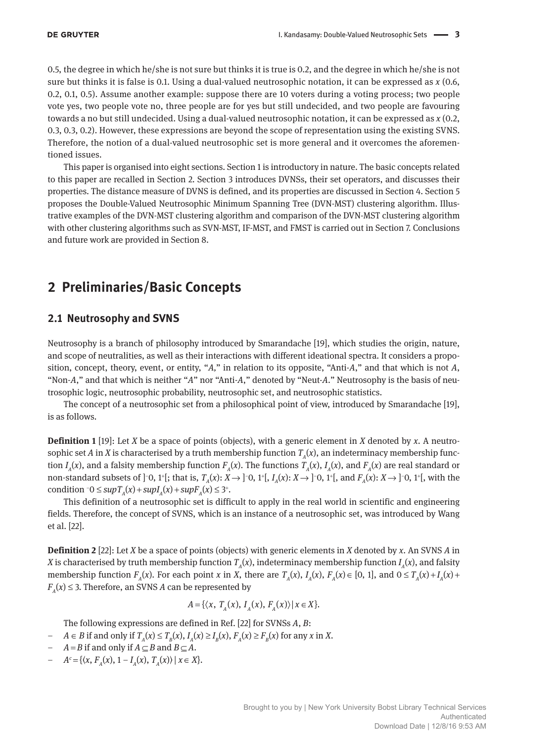0.5, the degree in which he/she is not sure but thinks it is true is 0.2, and the degree in which he/she is not sure but thinks it is false is 0.1. Using a dual-valued neutrosophic notation, it can be expressed as *x* (0.6, 0.2, 0.1, 0.5). Assume another example: suppose there are 10 voters during a voting process; two people vote yes, two people vote no, three people are for yes but still undecided, and two people are favouring towards a no but still undecided. Using a dual-valued neutrosophic notation, it can be expressed as *x* (0.2, 0.3, 0.3, 0.2). However, these expressions are beyond the scope of representation using the existing SVNS. Therefore, the notion of a dual-valued neutrosophic set is more general and it overcomes the aforementioned issues.

This paper is organised into eight sections. Section 1 is introductory in nature. The basic concepts related to this paper are recalled in Section 2. Section 3 introduces DVNSs, their set operators, and discusses their properties. The distance measure of DVNS is defined, and its properties are discussed in Section 4. Section 5 proposes the Double-Valued Neutrosophic Minimum Spanning Tree (DVN-MST) clustering algorithm. Illustrative examples of the DVN-MST clustering algorithm and comparison of the DVN-MST clustering algorithm with other clustering algorithms such as SVN-MST, IF-MST, and FMST is carried out in Section 7. Conclusions and future work are provided in Section 8.

## 2 Preliminaries/Basic Concepts

### 2.1 Neutrosophy and SVNS

Neutrosophy is a branch of philosophy introduced by Smarandache [19], which studies the origin, nature, and scope of neutralities, as well as their interactions with different ideational spectra. It considers a proposition, concept, theory, event, or entity, "*A*," in relation to its opposite, "Anti-*A*," and that which is not *A*, "Non-*A*," and that which is neither "*A*" nor "Anti-*A*," denoted by "Neut-*A*." Neutrosophy is the basis of neutrosophic logic, neutrosophic probability, neutrosophic set, and neutrosophic statistics.

The concept of a neutrosophic set from a philosophical point of view, introduced by Smarandache [19], is as follows.

**Definition 1** [19]: Let $X$ be a space of points (objects), with a generic element in $X$ denoted by $x$. A neutrosophic set $A$ in $X$ is characterised by a truth membership function $T_A(x)$, an indeterminacy membership function $I_A(x)$, and a falsity membership function $F_A(x)$. The functions $T_A(x)$, $I_A(x)$, and $F_A(x)$ are real standard or non-standard subsets of $]^-0, 1^+[$; that is, $T_A(x)$: $X \to ]^-0, 1^+[$, $I_A(x)$: $X \to ]^-0, 1^+[$, and $F_A(x)$: $X \to ]^-0, 1^+[$, with the condition $^-0 \le sup T_A(x) + sup I_A(x) + sup F_A(x) \le 3^+$.

This definition of a neutrosophic set is difficult to apply in the real world in scientific and engineering fields. Therefore, the concept of SVNS, which is an instance of a neutrosophic set, was introduced by Wang et al. [22].

**Definition 2** [22]: Let $X$ be a space of points (objects) with generic elements in $X$ denoted by $x$. An SVNS $A$ in $X$ is characterised by truth membership function $T_A(x)$, indeterminacy membership function $I_A(x)$, and falsity membership function $F_A(x)$. For each point $x$ in $X$, there are $T_A(x)$, $I_A(x)$, $F_A(x) \in [0, 1]$, and $0 \le T_A(x) + I_A(x) + F_A(x) \le 3$. Therefore, an SVNS $A$ can be represented by

$$A = \{\langle x,\ T_A(x),\ I_A(x),\ F_A(x)\rangle \mid x \in X\}.$$

The following expressions are defined in Ref. [22] for SVNSs $A$, $B$:

- $A \in B$ if and only if $T_A(x) \le T_B(x)$, $I_A(x) \ge I_B(x)$, $F_A(x) \ge F_B(x)$ for any $x$ in $X$.
- $A = B$ if and only if $A \subseteq B$ and $B \subseteq A$.
- $A^c = \{\langle x, F_A(x), 1 - I_A(x), T_A(x)\rangle \mid x \in X\}$.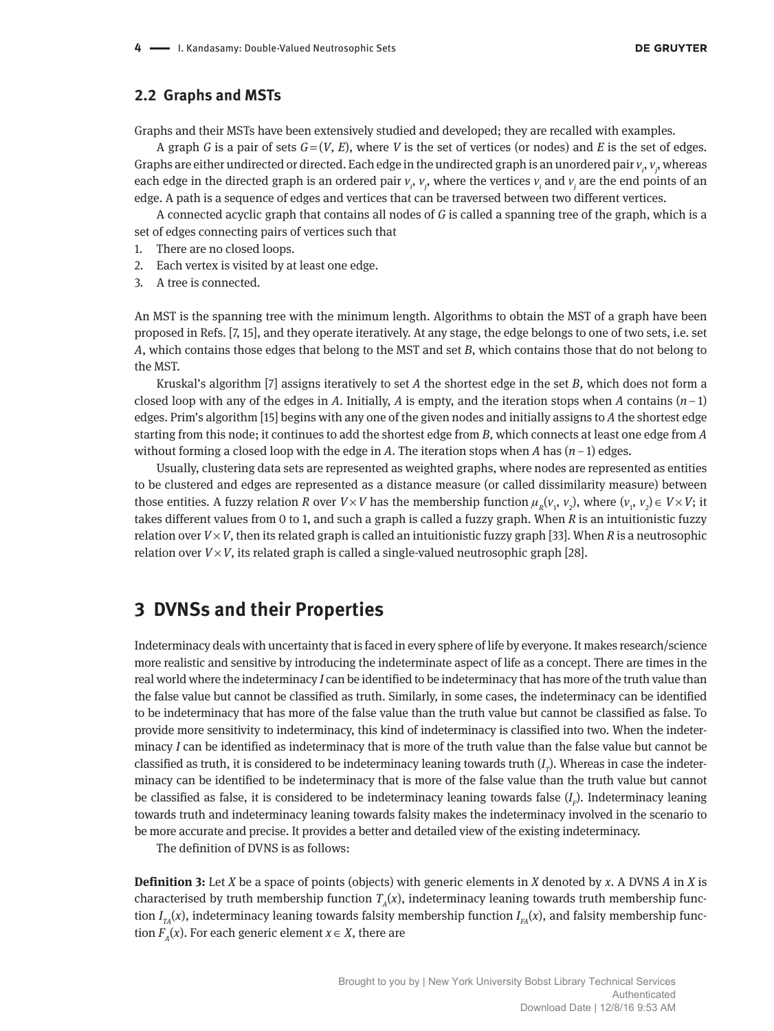## 2.2 Graphs and MSTs

Graphs and their MSTs have been extensively studied and developed; they are recalled with examples.

A graph $G$ is a pair of sets $G=(V, E)$, where $V$ is the set of vertices (or nodes) and $E$ is the set of edges. Graphs are either undirected or directed. Each edge in the undirected graph is an unordered pair $v_i$, $v_j$, whereas each edge in the directed graph is an ordered pair $v_i$, $v_j$, where the vertices $v_i$ and $v_j$ are the end points of an edge. A path is a sequence of edges and vertices that can be traversed between two different vertices.

A connected acyclic graph that contains all nodes of $G$ is called a spanning tree of the graph, which is a set of edges connecting pairs of vertices such that

1. There are no closed loops.
2. Each vertex is visited by at least one edge.
3. A tree is connected.

An MST is the spanning tree with the minimum length. Algorithms to obtain the MST of a graph have been proposed in Refs. [7, 15], and they operate iteratively. At any stage, the edge belongs to one of two sets, i.e. set $A$, which contains those edges that belong to the MST and set $B$, which contains those that do not belong to the MST.

Kruskal's algorithm [7] assigns iteratively to set $A$ the shortest edge in the set $B$, which does not form a closed loop with any of the edges in $A$. Initially, $A$ is empty, and the iteration stops when $A$ contains $(n-1)$ edges. Prim's algorithm [15] begins with any one of the given nodes and initially assigns to $A$ the shortest edge starting from this node; it continues to add the shortest edge from $B$, which connects at least one edge from $A$ without forming a closed loop with the edge in $A$. The iteration stops when $A$ has $(n-1)$ edges.

Usually, clustering data sets are represented as weighted graphs, where nodes are represented as entities to be clustered and edges are represented as a distance measure (or called dissimilarity measure) between those entities. A fuzzy relation $R$ over $V \times V$ has the membership function $\mu_R(v_1, v_2)$, where $(v_1, v_2) \in V \times V$; it takes different values from 0 to 1, and such a graph is called a fuzzy graph. When $R$ is an intuitionistic fuzzy relation over $V \times V$, then its related graph is called an intuitionistic fuzzy graph [33]. When $R$ is a neutrosophic relation over $V \times V$, its related graph is called a single-valued neutrosophic graph [28].

# 3 DVNSs and their Properties

Indeterminacy deals with uncertainty that is faced in every sphere of life by everyone. It makes research/science more realistic and sensitive by introducing the indeterminate aspect of life as a concept. There are times in the real world where the indeterminacy $I$ can be identified to be indeterminacy that has more of the truth value than the false value but cannot be classified as truth. Similarly, in some cases, the indeterminacy can be identified to be indeterminacy that has more of the false value than the truth value but cannot be classified as false. To provide more sensitivity to indeterminacy, this kind of indeterminacy is classified into two. When the indeterminacy $I$ can be identified as indeterminacy that is more of the truth value than the false value but cannot be classified as truth, it is considered to be indeterminacy leaning towards truth ($I_T$). Whereas in case the indeterminacy can be identified to be indeterminacy that is more of the false value than the truth value but cannot be classified as false, it is considered to be indeterminacy leaning towards false ($I_F$). Indeterminacy leaning towards truth and indeterminacy leaning towards falsity makes the indeterminacy involved in the scenario to be more accurate and precise. It provides a better and detailed view of the existing indeterminacy.

The definition of DVNS is as follows:

**Definition 3:** Let $X$ be a space of points (objects) with generic elements in $X$ denoted by $x$. A DVNS $A$ in $X$ is characterised by truth membership function $T_A(x)$, indeterminacy leaning towards truth membership function $I_{TA}(x)$, indeterminacy leaning towards falsity membership function $I_{FA}(x)$, and falsity membership function $F_A(x)$. For each generic element $x \in X$, there are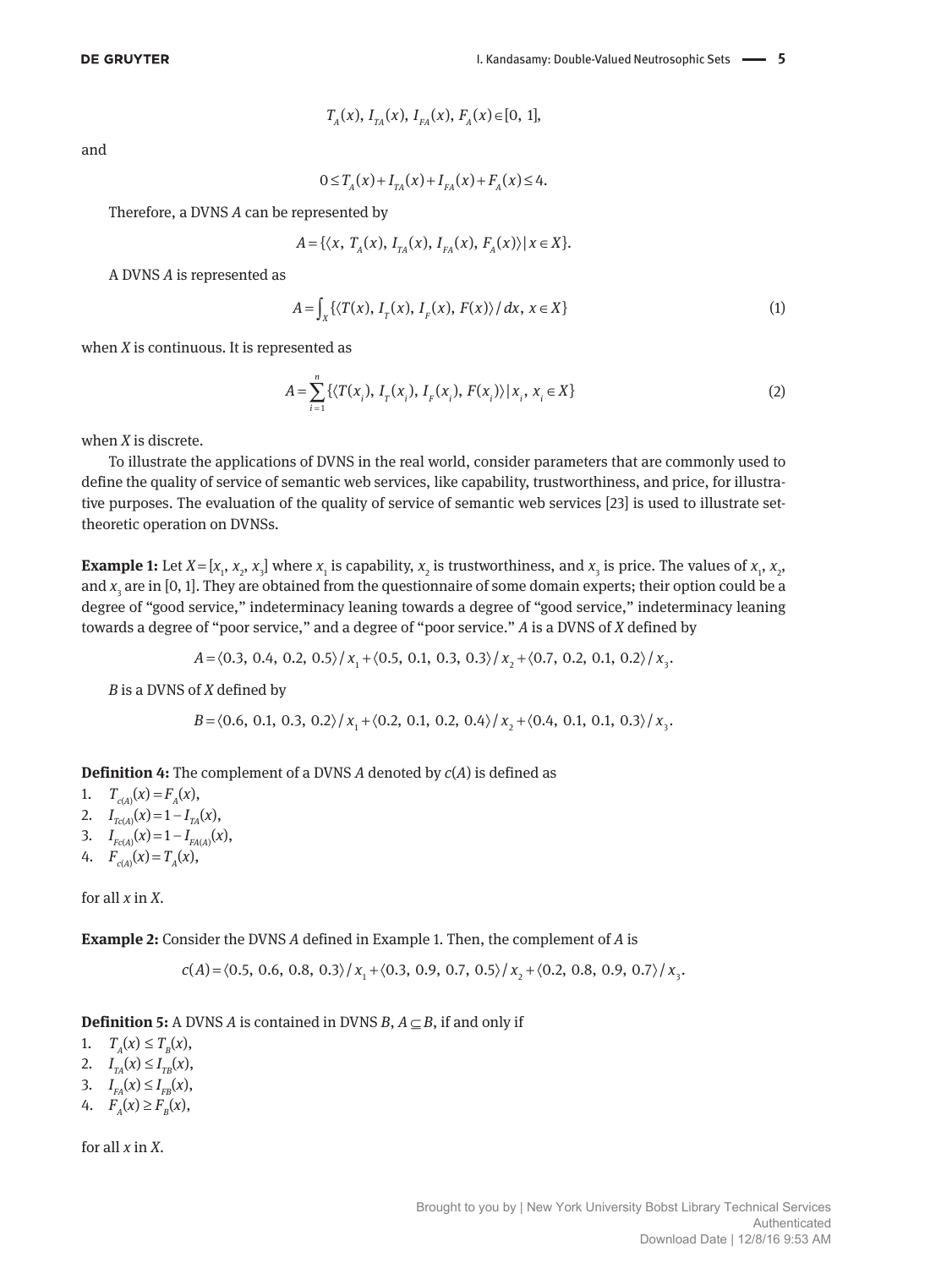$$T_A(x),\ I_{TA}(x),\ I_{FA}(x),\ F_A(x) \in [0,\ 1],$$

and

$$0 \le T_A(x) + I_{TA}(x) + I_{FA}(x) + F_A(x) \le 4.$$

Therefore, a DVNS $A$ can be represented by

$$A = \{\langle x,\ T_A(x),\ I_{TA}(x),\ I_{FA}(x),\ F_A(x)\rangle \mid x \in X\}.$$

A DVNS $A$ is represented as

$$A = \int_X \{\langle T(x),\ I_T(x),\ I_F(x),\ F(x)\rangle / dx,\ x \in X\} \tag{1}$$

when $X$ is continuous. It is represented as

$$A = \sum_{i=1}^{n} \{\langle T(x_i),\ I_T(x_i),\ I_F(x_i),\ F(x_i)\rangle \mid x_i,\ x_i \in X\} \tag{2}$$

when $X$ is discrete.

To illustrate the applications of DVNS in the real world, consider parameters that are commonly used to define the quality of service of semantic web services, like capability, trustworthiness, and price, for illustrative purposes. The evaluation of the quality of service of semantic web services [23] is used to illustrate set-theoretic operation on DVNSs.

**Example 1:** Let $X = [x_1, x_2, x_3]$ where $x_1$ is capability, $x_2$ is trustworthiness, and $x_3$ is price. The values of $x_1$, $x_2$, and $x_3$ are in [0, 1]. They are obtained from the questionnaire of some domain experts; their option could be a degree of "good service," indeterminacy leaning towards a degree of "good service," indeterminacy leaning towards a degree of "poor service," and a degree of "poor service." $A$ is a DVNS of $X$ defined by

$$A = \langle 0.3,\ 0.4,\ 0.2,\ 0.5\rangle / x_1 + \langle 0.5,\ 0.1,\ 0.3,\ 0.3\rangle / x_2 + \langle 0.7,\ 0.2,\ 0.1,\ 0.2\rangle / x_3.$$

$B$ is a DVNS of $X$ defined by

$$B = \langle 0.6,\ 0.1,\ 0.3,\ 0.2\rangle / x_1 + \langle 0.2,\ 0.1,\ 0.2,\ 0.4\rangle / x_2 + \langle 0.4,\ 0.1,\ 0.1,\ 0.3\rangle / x_3.$$

**Definition 4:** The complement of a DVNS $A$ denoted by $c(A)$ is defined as

1. $T_{c(A)}(x) = F_A(x)$,
2. $I_{Tc(A)}(x) = 1 - I_{TA}(x)$,
3. $I_{Fc(A)}(x) = 1 - I_{FA(A)}(x)$,
4. $F_{c(A)}(x) = T_A(x)$,

for all $x$ in $X$.

**Example 2:** Consider the DVNS $A$ defined in Example 1. Then, the complement of $A$ is

$$c(A) = \langle 0.5,\ 0.6,\ 0.8,\ 0.3\rangle / x_1 + \langle 0.3,\ 0.9,\ 0.7,\ 0.5\rangle / x_2 + \langle 0.2,\ 0.8,\ 0.9,\ 0.7\rangle / x_3.$$

**Definition 5:** A DVNS $A$ is contained in DVNS $B$, $A \subseteq B$, if and only if

1. $T_A(x) \le T_B(x)$,
2. $I_{TA}(x) \le I_{TB}(x)$,
3. $I_{FA}(x) \le I_{FB}(x)$,
4. $F_A(x) \ge F_B(x)$,

for all $x$ in $X$.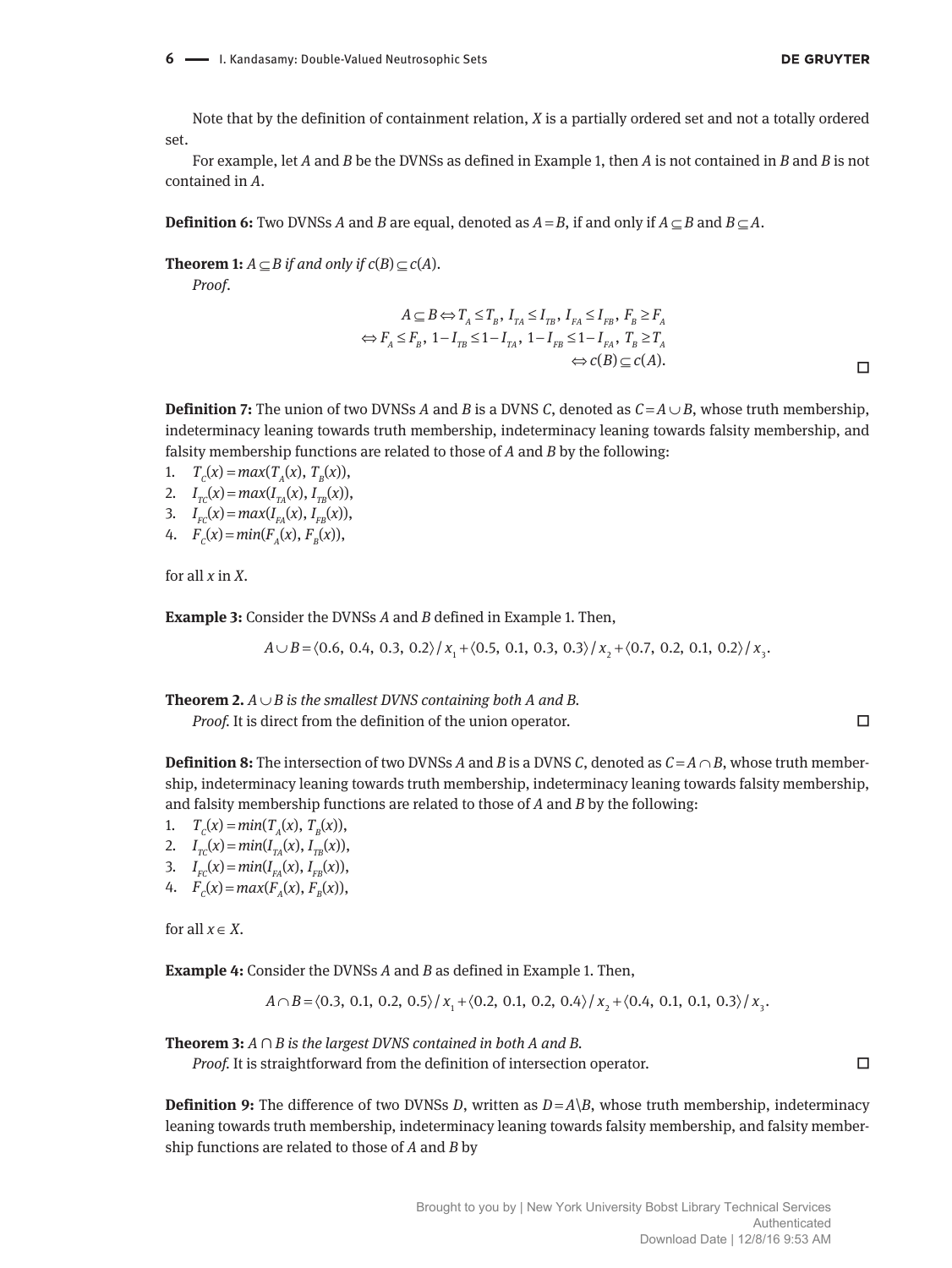Note that by the definition of containment relation, $X$ is a partially ordered set and not a totally ordered set.

For example, let $A$ and $B$ be the DVNSs as defined in Example 1, then $A$ is not contained in $B$ and $B$ is not contained in $A$.

**Definition 6:** Two DVNSs $A$ and $B$ are equal, denoted as $A=B$, if and only if $A \subseteq B$ and $B \subseteq A$.

**Theorem 1:** *$A \subseteq B$ if and only if $c(B) \subseteq c(A)$.*

*Proof.*

$$\begin{aligned} A \subseteq B &\Leftrightarrow T_A \leq T_B,\ I_{TA} \leq I_{TB},\ I_{FA} \leq I_{FB},\ F_B \geq F_A \\ &\Leftrightarrow F_A \leq F_B,\ 1-I_{TB} \leq 1-I_{TA},\ 1-I_{FB} \leq 1-I_{FA},\ T_B \geq T_A \\ &\Leftrightarrow c(B) \subseteq c(A). \end{aligned}$$

□

**Definition 7:** The union of two DVNSs $A$ and $B$ is a DVNS $C$, denoted as $C=A \cup B$, whose truth membership, indeterminacy leaning towards truth membership, indeterminacy leaning towards falsity membership, and falsity membership functions are related to those of $A$ and $B$ by the following:

1. $T_C(x)=max(T_A(x), T_B(x))$,
2. $I_{TC}(x)=max(I_{TA}(x), I_{TB}(x))$,
3. $I_{FC}(x)=max(I_{FA}(x), I_{FB}(x))$,
4. $F_C(x)=min(F_A(x), F_B(x))$,

for all $x$ in $X$.

**Example 3:** Consider the DVNSs $A$ and $B$ defined in Example 1. Then,

$$A \cup B = \langle 0.6, 0.4, 0.3, 0.2\rangle / x_1 + \langle 0.5, 0.1, 0.3, 0.3\rangle / x_2 + \langle 0.7, 0.2, 0.1, 0.2\rangle / x_3.$$

**Theorem 2.** *$A \cup B$ is the smallest DVNS containing both $A$ and $B$.*

*Proof.* It is direct from the definition of the union operator. □

**Definition 8:** The intersection of two DVNSs $A$ and $B$ is a DVNS $C$, denoted as $C=A \cap B$, whose truth membership, indeterminacy leaning towards truth membership, indeterminacy leaning towards falsity membership, and falsity membership functions are related to those of $A$ and $B$ by the following:

1. $T_C(x)=min(T_A(x), T_B(x))$,
2. $I_{TC}(x)=min(I_{TA}(x), I_{TB}(x))$,
3. $I_{FC}(x)=min(I_{FA}(x), I_{FB}(x))$,
4. $F_C(x)=max(F_A(x), F_B(x))$,

for all $x \in X$.

**Example 4:** Consider the DVNSs $A$ and $B$ as defined in Example 1. Then,

$$A \cap B = \langle 0.3, 0.1, 0.2, 0.5\rangle / x_1 + \langle 0.2, 0.1, 0.2, 0.4\rangle / x_2 + \langle 0.4, 0.1, 0.1, 0.3\rangle / x_3.$$

**Theorem 3:** *$A \cap B$ is the largest DVNS contained in both $A$ and $B$.*

*Proof.* It is straightforward from the definition of intersection operator. □

**Definition 9:** The difference of two DVNSs $D$, written as $D=A\backslash B$, whose truth membership, indeterminacy leaning towards truth membership, indeterminacy leaning towards falsity membership, and falsity membership functions are related to those of $A$ and $B$ by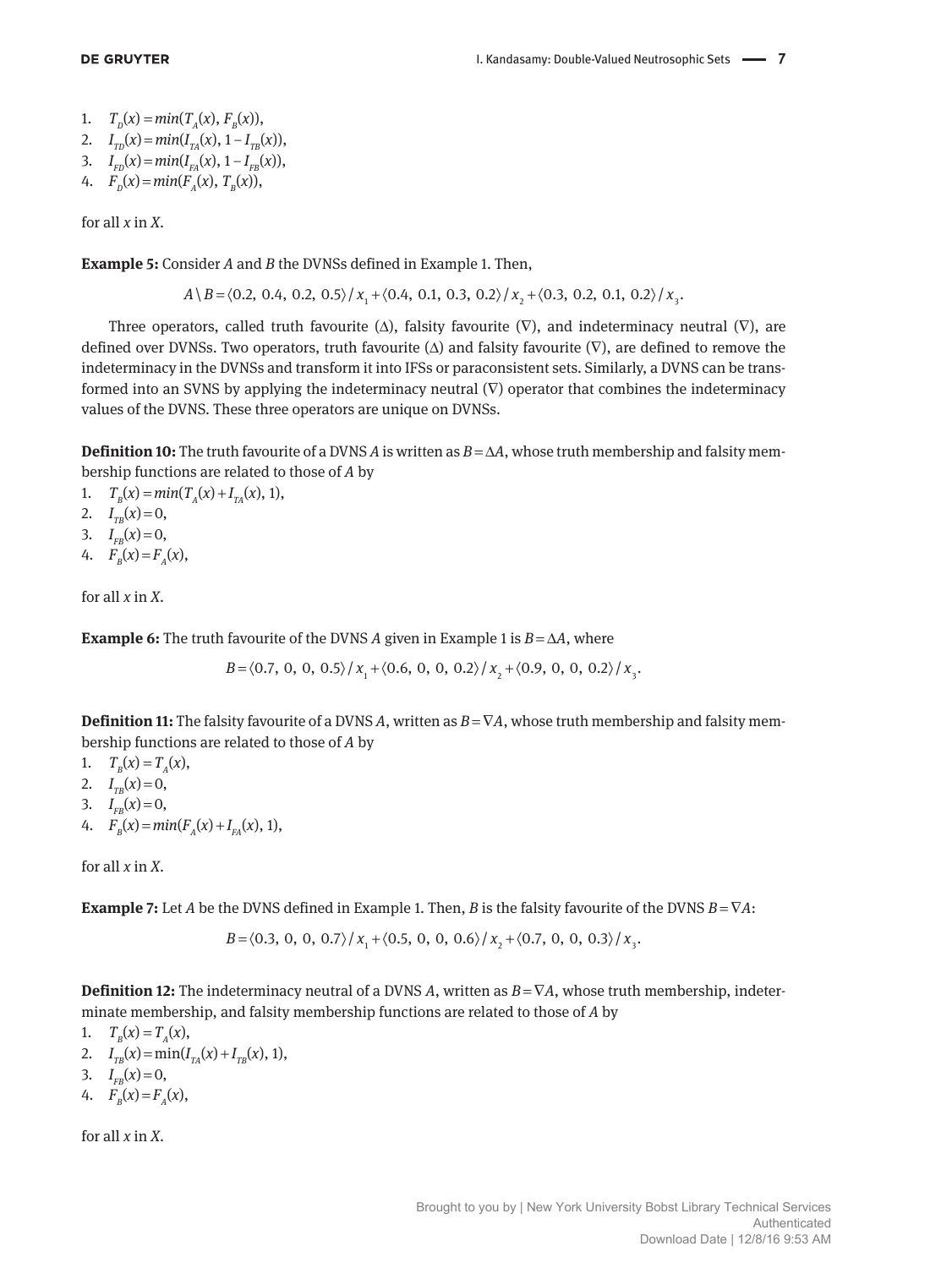1. $T_D(x) = min(T_A(x), F_B(x))$,
2. $I_{TD}(x) = min(I_{TA}(x), 1 - I_{TB}(x))$,
3. $I_{FD}(x) = min(I_{FA}(x), 1 - I_{FB}(x))$,
4. $F_D(x) = min(F_A(x), T_B(x))$,

for all $x$ in $X$.

**Example 5:** Consider $A$ and $B$ the DVNSs defined in Example 1. Then,

$$A \setminus B = \langle 0.2, 0.4, 0.2, 0.5 \rangle / x_1 + \langle 0.4, 0.1, 0.3, 0.2 \rangle / x_2 + \langle 0.3, 0.2, 0.1, 0.2 \rangle / x_3.$$

Three operators, called truth favourite ($\Delta$), falsity favourite ($\nabla$), and indeterminacy neutral ($\nabla$), are defined over DVNSs. Two operators, truth favourite ($\Delta$) and falsity favourite ($\nabla$), are defined to remove the indeterminacy in the DVNSs and transform it into IFSs or paraconsistent sets. Similarly, a DVNS can be transformed into an SVNS by applying the indeterminacy neutral ($\nabla$) operator that combines the indeterminacy values of the DVNS. These three operators are unique on DVNSs.

**Definition 10:** The truth favourite of a DVNS $A$ is written as $B = \Delta A$, whose truth membership and falsity membership functions are related to those of $A$ by

1. $T_B(x) = min(T_A(x) + I_{TA}(x), 1)$,
2. $I_{TB}(x) = 0$,
3. $I_{FB}(x) = 0$,
4. $F_B(x) = F_A(x)$,

for all $x$ in $X$.

**Example 6:** The truth favourite of the DVNS $A$ given in Example 1 is $B = \Delta A$, where

$$B = \langle 0.7, 0, 0, 0.5 \rangle / x_1 + \langle 0.6, 0, 0, 0.2 \rangle / x_2 + \langle 0.9, 0, 0, 0.2 \rangle / x_3.$$

**Definition 11:** The falsity favourite of a DVNS $A$, written as $B = \nabla A$, whose truth membership and falsity membership functions are related to those of $A$ by

1. $T_B(x) = T_A(x)$,
2. $I_{TB}(x) = 0$,
3. $I_{FB}(x) = 0$,
4. $F_B(x) = min(F_A(x) + I_{FA}(x), 1)$,

for all $x$ in $X$.

**Example 7:** Let $A$ be the DVNS defined in Example 1. Then, $B$ is the falsity favourite of the DVNS $B = \nabla A$:

$$B = \langle 0.3, 0, 0, 0.7 \rangle / x_1 + \langle 0.5, 0, 0, 0.6 \rangle / x_2 + \langle 0.7, 0, 0, 0.3 \rangle / x_3.$$

**Definition 12:** The indeterminacy neutral of a DVNS $A$, written as $B = \nabla A$, whose truth membership, indeterminate membership, and falsity membership functions are related to those of $A$ by

1. $T_B(x) = T_A(x)$,
2. $I_{TB}(x) = \min(I_{TA}(x) + I_{TB}(x), 1)$,
3. $I_{FB}(x) = 0$,
4. $F_B(x) = F_A(x)$,

for all $x$ in $X$.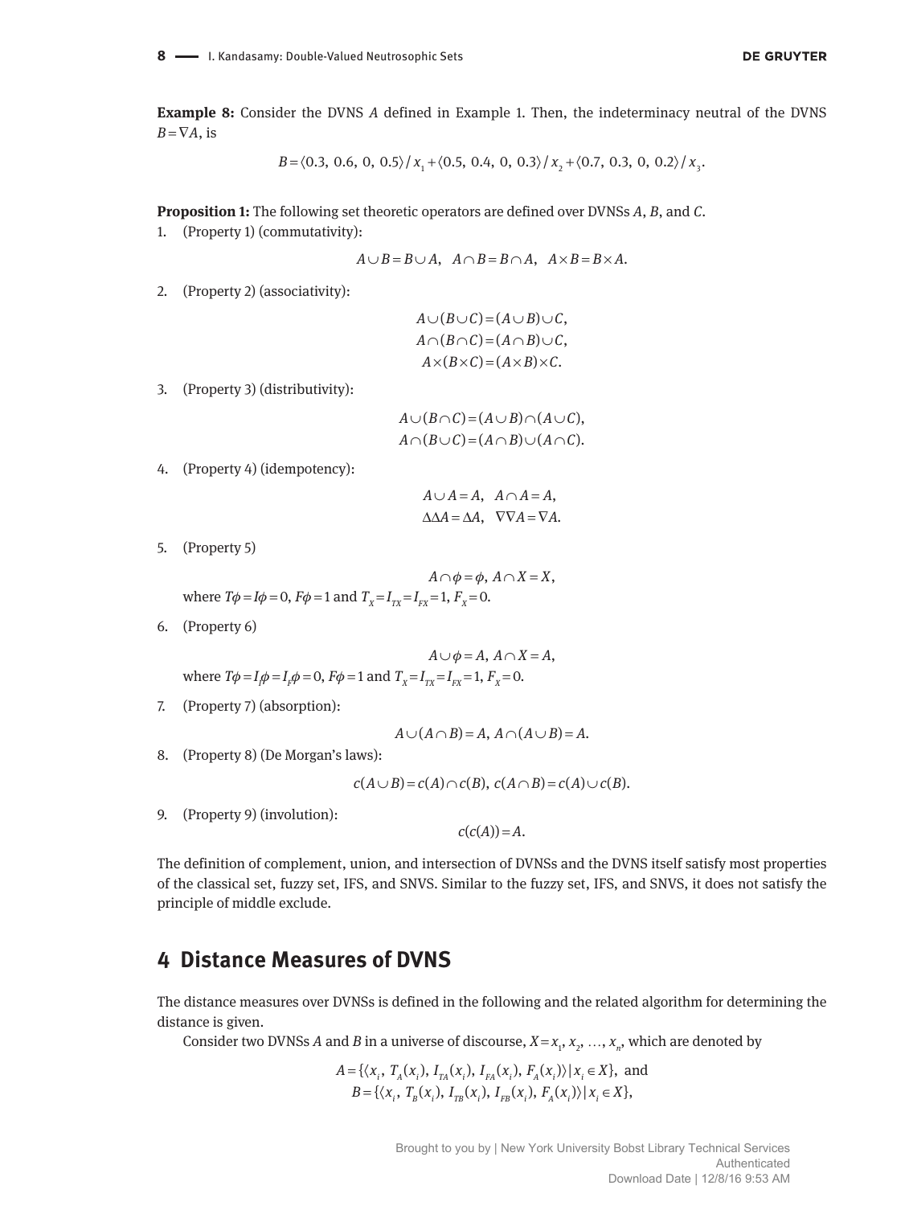**Example 8:** Consider the DVNS $A$ defined in Example 1. Then, the indeterminacy neutral of the DVNS $B=\nabla A$, is

$$B=\langle 0.3,\ 0.6,\ 0,\ 0.5\rangle/x_1+\langle 0.5,\ 0.4,\ 0,\ 0.3\rangle/x_2+\langle 0.7,\ 0.3,\ 0,\ 0.2\rangle/x_3.$$

**Proposition 1:** The following set theoretic operators are defined over DVNSs $A$, $B$, and $C$.

1. (Property 1) (commutativity):

$$A\cup B=B\cup A,\quad A\cap B=B\cap A,\quad A\times B=B\times A.$$

2. (Property 2) (associativity):

$$A\cup(B\cup C)=(A\cup B)\cup C,$$
$$A\cap(B\cap C)=(A\cap B)\cup C,$$
$$A\times(B\times C)=(A\times B)\times C.$$

3. (Property 3) (distributivity):

$$A\cup(B\cap C)=(A\cup B)\cap(A\cup C),$$
$$A\cap(B\cup C)=(A\cap B)\cup(A\cap C).$$

4. (Property 4) (idempotency):

$$A\cup A=A,\quad A\cap A=A,$$
$$\Delta\Delta A=\Delta A,\quad \nabla\nabla A=\nabla A.$$

5. (Property 5)

$$A\cap\phi=\phi,\ A\cap X=X,$$

where $T\phi=I\phi=0$, $F\phi=1$ and $T_X=I_{TX}=I_{FX}=1$, $F_X=0$.

6. (Property 6)

$$A\cup\phi=A,\ A\cap X=A,$$

where $T\phi=I_I\phi=I_F\phi=0$, $F\phi=1$ and $T_X=I_{TX}=I_{FX}=1$, $F_X=0$.

7. (Property 7) (absorption):

$$A\cup(A\cap B)=A,\ A\cap(A\cup B)=A.$$

8. (Property 8) (De Morgan's laws):

$$c(A\cup B)=c(A)\cap c(B),\ c(A\cap B)=c(A)\cup c(B).$$

9. (Property 9) (involution):

$$c(c(A))=A.$$

The definition of complement, union, and intersection of DVNSs and the DVNS itself satisfy most properties of the classical set, fuzzy set, IFS, and SNVS. Similar to the fuzzy set, IFS, and SNVS, it does not satisfy the principle of middle exclude.

## 4 Distance Measures of DVNS

The distance measures over DVNSs is defined in the following and the related algorithm for determining the distance is given.

Consider two DVNSs $A$ and $B$ in a universe of discourse, $X=x_1, x_2, \ldots, x_n$, which are denoted by

$$A=\{\langle x_i,\ T_A(x_i),\ I_{TA}(x_i),\ I_{FA}(x_i),\ F_A(x_i)\rangle\,|\,x_i\in X\},\ \text{and}$$
$$B=\{\langle x_i,\ T_B(x_i),\ I_{TB}(x_i),\ I_{FB}(x_i),\ F_A(x_i)\rangle\,|\,x_i\in X\},$$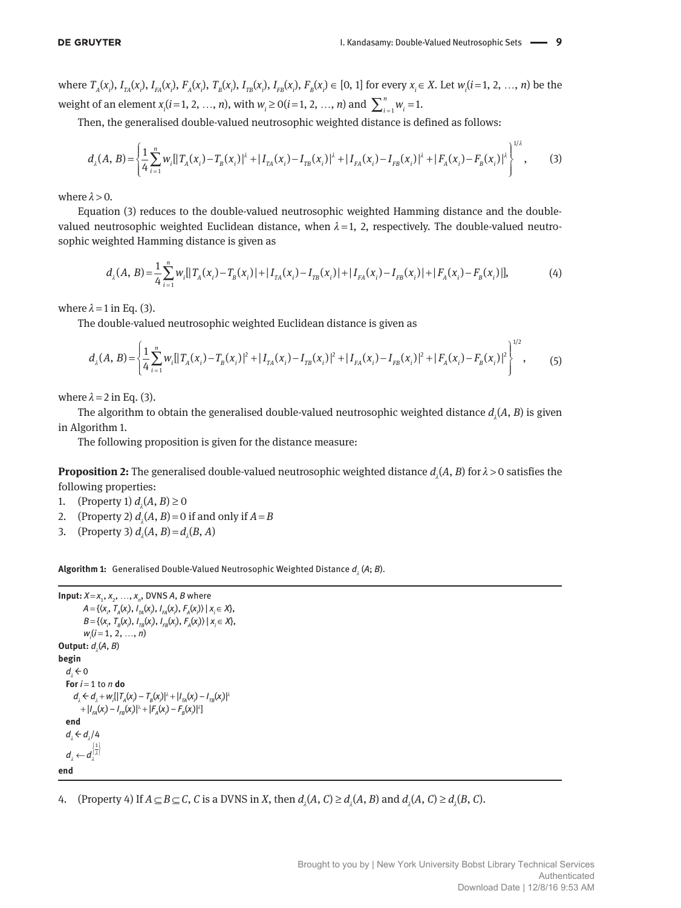where $T_A(x_i)$, $I_{TA}(x_i)$, $I_{FA}(x_i)$, $F_A(x_i)$, $T_B(x_i)$, $I_{TB}(x_i)$, $I_{FB}(x_i)$, $F_B(x_i) \in [0, 1]$ for every $x_i \in X$. Let $w_i (i=1, 2, \ldots, n)$ be the weight of an element $x_i (i=1, 2, \ldots, n)$, with $w_i \geq 0 (i=1, 2, \ldots, n)$ and $\sum_{i=1}^{n} w_i = 1$.

Then, the generalised double-valued neutrosophic weighted distance is defined as follows:

$$d_\lambda(A, B) = \left\{ \frac{1}{4} \sum_{i=1}^{n} w_i [|T_A(x_i) - T_B(x_i)|^\lambda + |I_{TA}(x_i) - I_{TB}(x_i)|^\lambda + |I_{FA}(x_i) - I_{FB}(x_i)|^\lambda + |F_A(x_i) - F_B(x_i)|^\lambda \right\}^{1/\lambda}, \tag{3}$$

where $\lambda > 0$.

Equation (3) reduces to the double-valued neutrosophic weighted Hamming distance and the double-valued neutrosophic weighted Euclidean distance, when $\lambda = 1, 2$, respectively. The double-valued neutrosophic weighted Hamming distance is given as

$$d_\lambda(A, B) = \frac{1}{4} \sum_{i=1}^{n} w_i [|T_A(x_i) - T_B(x_i)| + |I_{TA}(x_i) - I_{TB}(x_i)| + |I_{FA}(x_i) - I_{FB}(x_i)| + |F_A(x_i) - F_B(x_i)|], \tag{4}$$

where $\lambda = 1$ in Eq. (3).

The double-valued neutrosophic weighted Euclidean distance is given as

$$d_\lambda(A, B) = \left\{ \frac{1}{4} \sum_{i=1}^{n} w_i [|T_A(x_i) - T_B(x_i)|^2 + |I_{TA}(x_i) - I_{TB}(x_i)|^2 + |I_{FA}(x_i) - I_{FB}(x_i)|^2 + |F_A(x_i) - F_B(x_i)|^2 \right\}^{1/2}, \tag{5}$$

where $\lambda = 2$ in Eq. (3).

The algorithm to obtain the generalised double-valued neutrosophic weighted distance $d_\lambda(A, B)$ is given in Algorithm 1.

The following proposition is given for the distance measure:

**Proposition 2:** The generalised double-valued neutrosophic weighted distance $d_\lambda(A, B)$ for $\lambda > 0$ satisfies the following properties:

1. (Property 1) $d_\lambda(A, B) \geq 0$
2. (Property 2) $d_\lambda(A, B) = 0$ if and only if $A = B$
3. (Property 3) $d_\lambda(A, B) = d_\lambda(B, A)$

**Algorithm 1:** Generalised Double-Valued Neutrosophic Weighted Distance $d_\lambda(A; B)$.

**Input:** $X = x_1, x_2, \ldots, x_n$, DVNS $A$, $B$ where
  $A = \{\langle x_i, T_A(x_i), I_{TA}(x_i), I_{FA}(x_i), F_A(x_i)\rangle \mid x_i \in X\}$,
  $B = \{\langle x_i, T_B(x_i), I_{TB}(x_i), I_{FB}(x_i), F_A(x_i)\rangle \mid x_i \in X\}$,
  $w_i (i = 1, 2, \ldots, n)$
**Output:** $d_\lambda(A, B)$
**begin**
  $d_\lambda \leftarrow 0$
  **For** $i = 1$ to $n$ **do**
    $d_\lambda \leftarrow d_\lambda + w_i [|T_A(x_i) - T_B(x_i)|^\lambda + |I_{TA}(x_i) - I_{TB}(x_i)|^\lambda$
      $+ |I_{FA}(x_i) - I_{FB}(x_i)|^\lambda + |F_A(x_i) - F_B(x_i)|^\lambda]$
  **end**
  $d_\lambda \leftarrow d_\lambda / 4$
  $d_\lambda \leftarrow d_\lambda^{\{\frac{1}{\lambda}\}}$
**end**

4. (Property 4) If $A \subseteq B \subseteq C$, $C$ is a DVNS in $X$, then $d_\lambda(A, C) \geq d_\lambda(A, B)$ and $d_\lambda(A, C) \geq d_\lambda(B, C)$.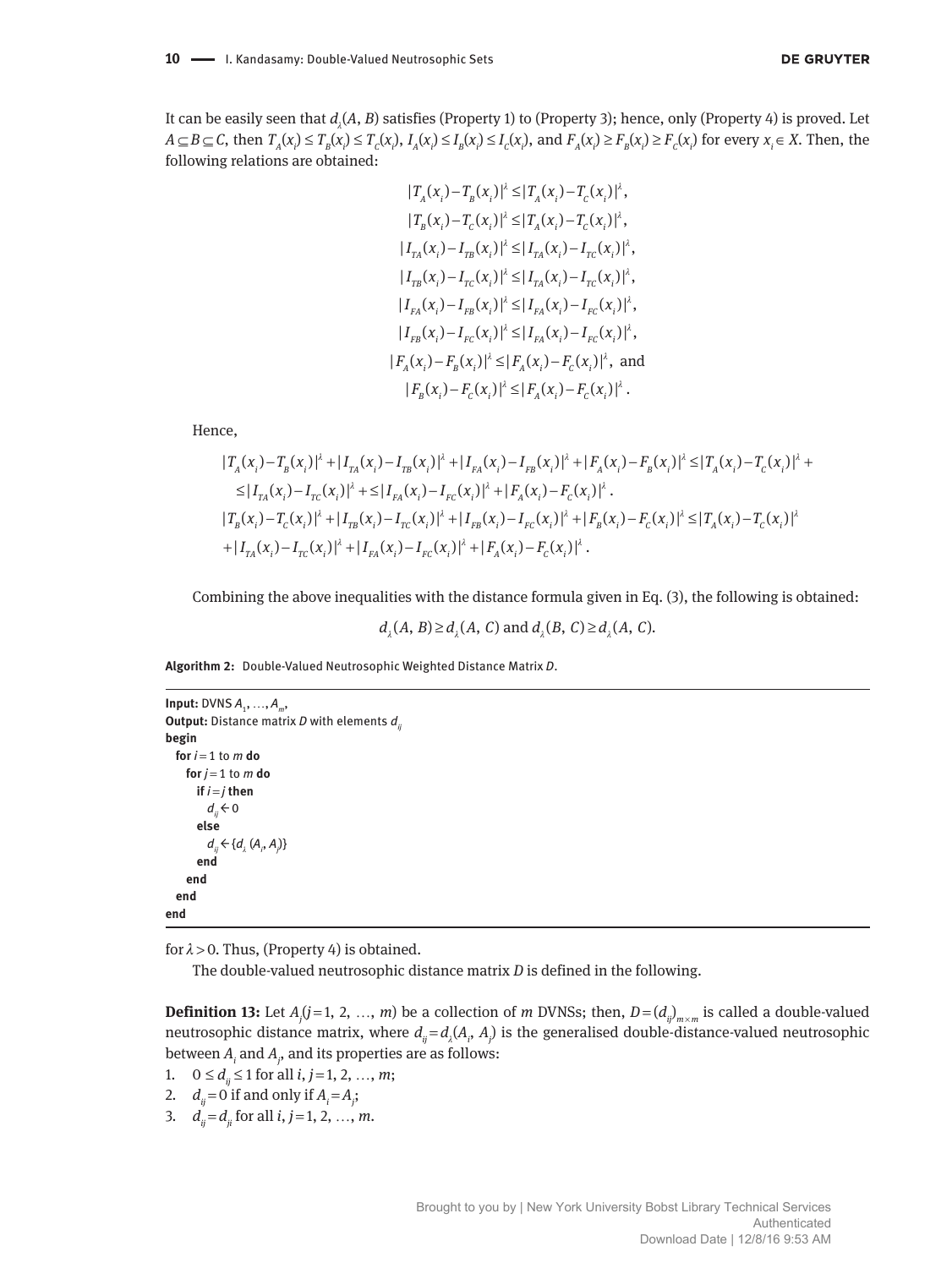It can be easily seen that $d_\lambda(A, B)$ satisfies (Property 1) to (Property 3); hence, only (Property 4) is proved. Let $A \subseteq B \subseteq C$, then $T_A(x_i) \le T_B(x_i) \le T_C(x_i)$, $I_A(x_i) \le I_B(x_i) \le I_C(x_i)$, and $F_A(x_i) \ge F_B(x_i) \ge F_C(x_i)$ for every $x_i \in X$. Then, the following relations are obtained:

$$|T_A(x_i) - T_B(x_i)|^\lambda \le |T_A(x_i) - T_C(x_i)|^\lambda,$$
$$|T_B(x_i) - T_C(x_i)|^\lambda \le |T_A(x_i) - T_C(x_i)|^\lambda,$$
$$|I_{TA}(x_i) - I_{TB}(x_i)|^\lambda \le |I_{TA}(x_i) - I_{TC}(x_i)|^\lambda,$$
$$|I_{TB}(x_i) - I_{TC}(x_i)|^\lambda \le |I_{TA}(x_i) - I_{TC}(x_i)|^\lambda,$$
$$|I_{FA}(x_i) - I_{FB}(x_i)|^\lambda \le |I_{FA}(x_i) - I_{FC}(x_i)|^\lambda,$$
$$|I_{FB}(x_i) - I_{FC}(x_i)|^\lambda \le |I_{FA}(x_i) - I_{FC}(x_i)|^\lambda,$$
$$|F_A(x_i) - F_B(x_i)|^\lambda \le |F_A(x_i) - F_C(x_i)|^\lambda, \text{ and}$$
$$|F_B(x_i) - F_C(x_i)|^\lambda \le |F_A(x_i) - F_C(x_i)|^\lambda.$$

Hence,

$$|T_A(x_i) - T_B(x_i)|^\lambda + |I_{TA}(x_i) - I_{TB}(x_i)|^\lambda + |I_{FA}(x_i) - I_{FB}(x_i)|^\lambda + |F_A(x_i) - F_B(x_i)|^\lambda \le |T_A(x_i) - T_C(x_i)|^\lambda +$$
$$\le |I_{TA}(x_i) - I_{TC}(x_i)|^\lambda + \le |I_{FA}(x_i) - I_{FC}(x_i)|^\lambda + |F_A(x_i) - F_C(x_i)|^\lambda.$$
$$|T_B(x_i) - T_C(x_i)|^\lambda + |I_{TB}(x_i) - I_{TC}(x_i)|^\lambda + |I_{FB}(x_i) - I_{FC}(x_i)|^\lambda + |F_B(x_i) - F_C(x_i)|^\lambda \le |T_A(x_i) - T_C(x_i)|^\lambda$$
$$+ |I_{TA}(x_i) - I_{TC}(x_i)|^\lambda + |I_{FA}(x_i) - I_{FC}(x_i)|^\lambda + |F_A(x_i) - F_C(x_i)|^\lambda.$$

Combining the above inequalities with the distance formula given in Eq. (3), the following is obtained:

$$d_\lambda(A, B) \ge d_\lambda(A, C) \text{ and } d_\lambda(B, C) \ge d_\lambda(A, C).$$

**Algorithm 2:** Double-Valued Neutrosophic Weighted Distance Matrix $D$.

```
Input: DVNS A_1, ..., A_m,
Output: Distance matrix D with elements d_ij
begin
  for i = 1 to m do
    for j = 1 to m do
      if i = j then
        d_ij ← 0
      else
        d_ij ← {d_λ (A_i, A_j)}
      end
    end
  end
end
```

for $\lambda > 0$. Thus, (Property 4) is obtained.

The double-valued neutrosophic distance matrix $D$ is defined in the following.

**Definition 13:** Let $A_j (j = 1, 2, \ldots, m)$ be a collection of $m$ DVNSs; then, $D = (d_{ij})_{m \times m}$ is called a double-valued neutrosophic distance matrix, where $d_{ij} = d_\lambda(A_i, A_j)$ is the generalised double-distance-valued neutrosophic between $A_i$ and $A_j$, and its properties are as follows:

1. $0 \le d_{ij} \le 1$ for all $i, j = 1, 2, \ldots, m$;
2. $d_{ij} = 0$ if and only if $A_i = A_j$;
3. $d_{ij} = d_{ji}$ for all $i, j = 1, 2, \ldots, m$.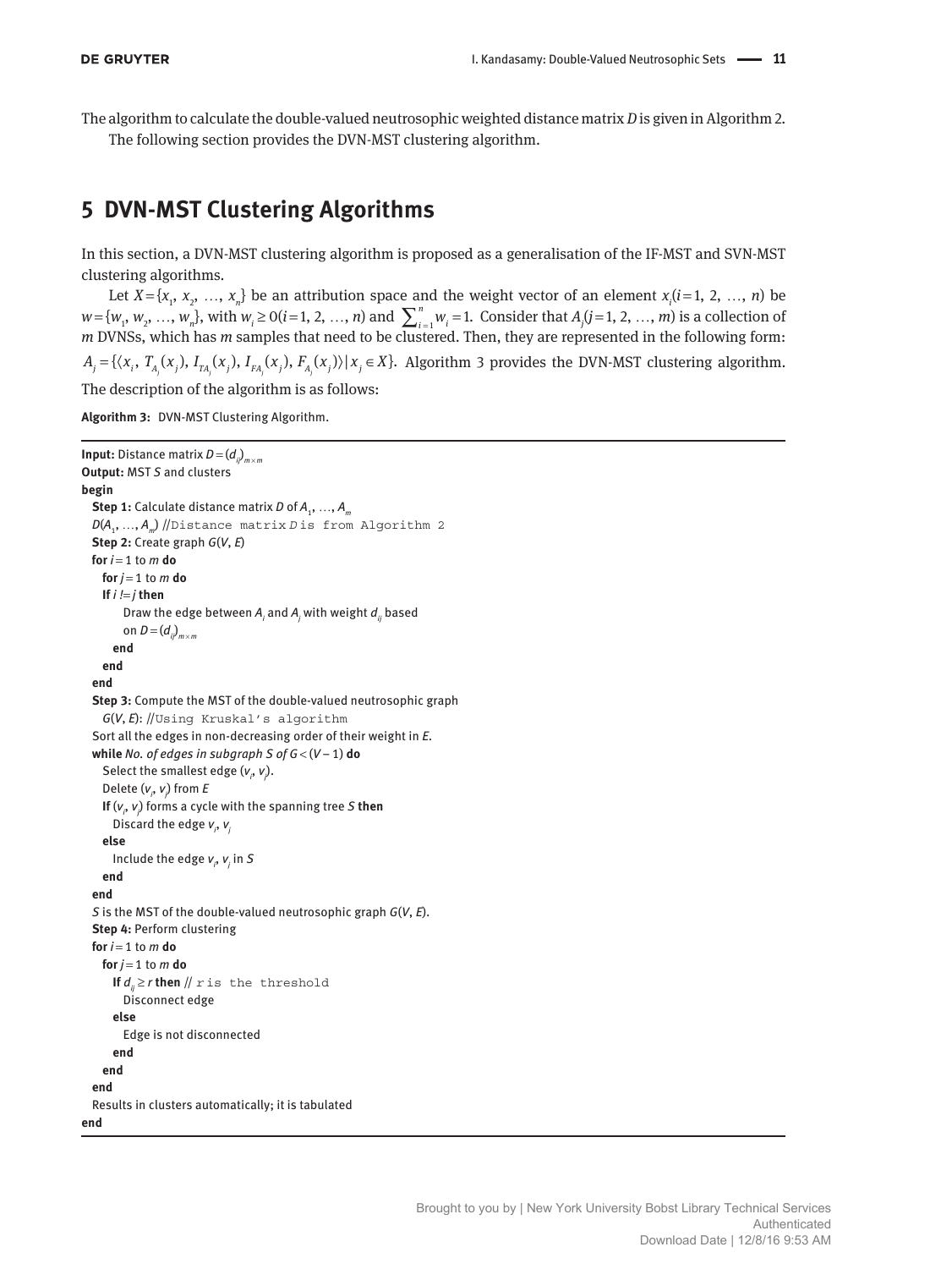The algorithm to calculate the double-valued neutrosophic weighted distance matrix $D$ is given in Algorithm 2.

The following section provides the DVN-MST clustering algorithm.

## 5 DVN-MST Clustering Algorithms

In this section, a DVN-MST clustering algorithm is proposed as a generalisation of the IF-MST and SVN-MST clustering algorithms.

Let $X=\{x_1, x_2, \dots, x_n\}$ be an attribution space and the weight vector of an element $x_i (i=1, 2, \dots, n)$ be $w=\{w_1, w_2, \dots, w_n\}$, with $w_i \geq 0 (i=1, 2, \dots, n)$ and $\sum_{i=1}^{n} w_i = 1$. Consider that $A_j (j=1, 2, \dots, m)$ is a collection of $m$ DVNSs, which has $m$ samples that need to be clustered. Then, they are represented in the following form: $A_j = \{\langle x_i, T_{A_j}(x_j), I_{TA_j}(x_j), I_{FA_j}(x_j), F_{A_j}(x_j)\rangle \mid x_j \in X\}$. Algorithm 3 provides the DVN-MST clustering algorithm. The description of the algorithm is as follows:

**Algorithm 3:** DVN-MST Clustering Algorithm.

```
Input: Distance matrix D = (d_ij)_{m×m}
Output: MST S and clusters
begin
  Step 1: Calculate distance matrix D of A_1, ..., A_m
  D(A_1, ..., A_m) //Distance matrix D is from Algorithm 2
  Step 2: Create graph G(V, E)
  for i = 1 to m do
    for j = 1 to m do
    If i != j then
        Draw the edge between A_i and A_j with weight d_ij based
        on D = (d_ij)_{m×m}
      end
    end
  end
  Step 3: Compute the MST of the double-valued neutrosophic graph
    G(V, E): //Using Kruskal's algorithm
  Sort all the edges in non-decreasing order of their weight in E.
  while No. of edges in subgraph S of G < (V − 1) do
    Select the smallest edge (v_i, v_j).
    Delete (v_i, v_j) from E
    If (v_i, v_j) forms a cycle with the spanning tree S then
      Discard the edge v_i, v_j
    else
      Include the edge v_i, v_j in S
    end
  end
  S is the MST of the double-valued neutrosophic graph G(V, E).
  Step 4: Perform clustering
  for i = 1 to m do
    for j = 1 to m do
      If d_ij ≥ r then // r is the threshold
        Disconnect edge
      else
        Edge is not disconnected
      end
    end
  end
  Results in clusters automatically; it is tabulated
end
```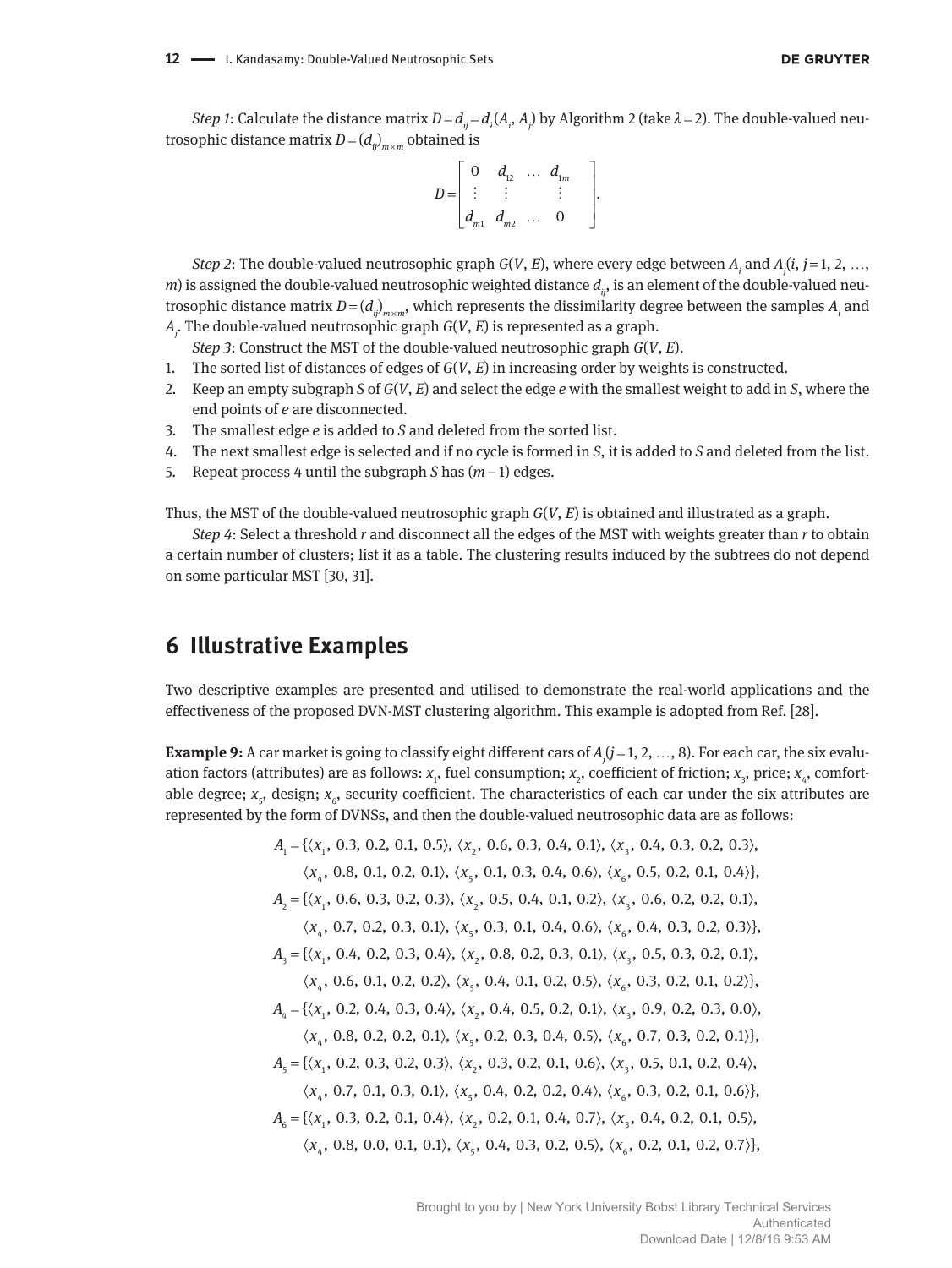*Step 1*: Calculate the distance matrix $D = d_{ij} = d_\lambda(A_i, A_j)$ by Algorithm 2 (take $\lambda = 2$). The double-valued neutrosophic distance matrix $D = (d_{ij})_{m\times m}$ obtained is

$$D = \begin{bmatrix} 0 & d_{12} & \dots & d_{1m} \\ \vdots & \vdots & & \vdots \\ d_{m1} & d_{m2} & \dots & 0 \end{bmatrix}.$$

*Step 2*: The double-valued neutrosophic graph $G(V, E)$, where every edge between $A_i$ and $A_j (i, j = 1, 2, \dots, m)$ is assigned the double-valued neutrosophic weighted distance $d_{ij}$, is an element of the double-valued neutrosophic distance matrix $D = (d_{ij})_{m\times m}$, which represents the dissimilarity degree between the samples $A_i$ and $A_j$. The double-valued neutrosophic graph $G(V, E)$ is represented as a graph.

*Step 3*: Construct the MST of the double-valued neutrosophic graph $G(V, E)$.

1. The sorted list of distances of edges of $G(V, E)$ in increasing order by weights is constructed.
2. Keep an empty subgraph $S$ of $G(V, E)$ and select the edge $e$ with the smallest weight to add in $S$, where the end points of $e$ are disconnected.
3. The smallest edge $e$ is added to $S$ and deleted from the sorted list.
4. The next smallest edge is selected and if no cycle is formed in $S$, it is added to $S$ and deleted from the list.
5. Repeat process 4 until the subgraph $S$ has $(m - 1)$ edges.

Thus, the MST of the double-valued neutrosophic graph $G(V, E)$ is obtained and illustrated as a graph.

*Step 4*: Select a threshold $r$ and disconnect all the edges of the MST with weights greater than $r$ to obtain a certain number of clusters; list it as a table. The clustering results induced by the subtrees do not depend on some particular MST [30, 31].

## 6 Illustrative Examples

Two descriptive examples are presented and utilised to demonstrate the real-world applications and the effectiveness of the proposed DVN-MST clustering algorithm. This example is adopted from Ref. [28].

**Example 9:** A car market is going to classify eight different cars of $A_j (j = 1, 2, \dots, 8)$. For each car, the six evaluation factors (attributes) are as follows: $x_1$, fuel consumption; $x_2$, coefficient of friction; $x_3$, price; $x_4$, comfortable degree; $x_5$, design; $x_6$, security coefficient. The characteristics of each car under the six attributes are represented by the form of DVNSs, and then the double-valued neutrosophic data are as follows:

$$A_1 = \{\langle x_1, 0.3, 0.2, 0.1, 0.5\rangle, \langle x_2, 0.6, 0.3, 0.4, 0.1\rangle, \langle x_3, 0.4, 0.3, 0.2, 0.3\rangle,$$
$$\langle x_4, 0.8, 0.1, 0.2, 0.1\rangle, \langle x_5, 0.1, 0.3, 0.4, 0.6\rangle, \langle x_6, 0.5, 0.2, 0.1, 0.4\rangle\},$$
$$A_2 = \{\langle x_1, 0.6, 0.3, 0.2, 0.3\rangle, \langle x_2, 0.5, 0.4, 0.1, 0.2\rangle, \langle x_3, 0.6, 0.2, 0.2, 0.1\rangle,$$
$$\langle x_4, 0.7, 0.2, 0.3, 0.1\rangle, \langle x_5, 0.3, 0.1, 0.4, 0.6\rangle, \langle x_6, 0.4, 0.3, 0.2, 0.3\rangle\},$$
$$A_3 = \{\langle x_1, 0.4, 0.2, 0.3, 0.4\rangle, \langle x_2, 0.8, 0.2, 0.3, 0.1\rangle, \langle x_3, 0.5, 0.3, 0.2, 0.1\rangle,$$
$$\langle x_4, 0.6, 0.1, 0.2, 0.2\rangle, \langle x_5, 0.4, 0.1, 0.2, 0.5\rangle, \langle x_6, 0.3, 0.2, 0.1, 0.2\rangle\},$$
$$A_4 = \{\langle x_1, 0.2, 0.4, 0.3, 0.4\rangle, \langle x_2, 0.4, 0.5, 0.2, 0.1\rangle, \langle x_3, 0.9, 0.2, 0.3, 0.0\rangle,$$
$$\langle x_4, 0.8, 0.2, 0.2, 0.1\rangle, \langle x_5, 0.2, 0.3, 0.4, 0.5\rangle, \langle x_6, 0.7, 0.3, 0.2, 0.1\rangle\},$$
$$A_5 = \{\langle x_1, 0.2, 0.3, 0.2, 0.3\rangle, \langle x_2, 0.3, 0.2, 0.1, 0.6\rangle, \langle x_3, 0.5, 0.1, 0.2, 0.4\rangle,$$
$$\langle x_4, 0.7, 0.1, 0.3, 0.1\rangle, \langle x_5, 0.4, 0.2, 0.2, 0.4\rangle, \langle x_6, 0.3, 0.2, 0.1, 0.6\rangle\},$$
$$A_6 = \{\langle x_1, 0.3, 0.2, 0.1, 0.4\rangle, \langle x_2, 0.2, 0.1, 0.4, 0.7\rangle, \langle x_3, 0.4, 0.2, 0.1, 0.5\rangle,$$
$$\langle x_4, 0.8, 0.0, 0.1, 0.1\rangle, \langle x_5, 0.4, 0.3, 0.2, 0.5\rangle, \langle x_6, 0.2, 0.1, 0.2, 0.7\rangle\},$$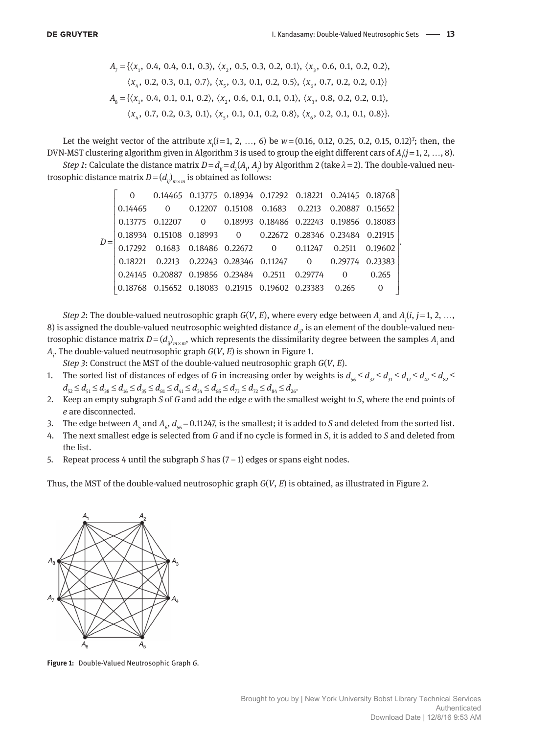$$A_7 = \{\langle x_1, 0.4, 0.4, 0.1, 0.3\rangle, \langle x_2, 0.5, 0.3, 0.2, 0.1\rangle, \langle x_3, 0.6, 0.1, 0.2, 0.2\rangle,$$
$$\langle x_4, 0.2, 0.3, 0.1, 0.7\rangle, \langle x_5, 0.3, 0.1, 0.2, 0.5\rangle, \langle x_6, 0.7, 0.2, 0.2, 0.1\rangle\}$$
$$A_8 = \{\langle x_1, 0.4, 0.1, 0.1, 0.2\rangle, \langle x_2, 0.6, 0.1, 0.1, 0.1\rangle, \langle x_3, 0.8, 0.2, 0.2, 0.1\rangle,$$
$$\langle x_4, 0.7, 0.2, 0.3, 0.1\rangle, \langle x_5, 0.1, 0.1, 0.2, 0.8\rangle, \langle x_6, 0.2, 0.1, 0.1, 0.8\rangle\}.$$

Let the weight vector of the attribute $x_i (i=1, 2, \ldots, 6)$ be $w=(0.16, 0.12, 0.25, 0.2, 0.15, 0.12)^T$; then, the DVN-MST clustering algorithm given in Algorithm 3 is used to group the eight different cars of $A_j (j=1, 2, \ldots, 8)$.

*Step 1*: Calculate the distance matrix $D=d_{ij}=d_\lambda(A_i, A_j)$ by Algorithm 2 (take $\lambda=2$). The double-valued neutrosophic distance matrix $D=(d_{ij})_{m\times m}$ is obtained as follows:

$$D=\begin{bmatrix} 0 & 0.14465 & 0.13775 & 0.18934 & 0.17292 & 0.18221 & 0.24145 & 0.18768 \\ 0.14465 & 0 & 0.12207 & 0.15108 & 0.1683 & 0.2213 & 0.20887 & 0.15652 \\ 0.13775 & 0.12207 & 0 & 0.18993 & 0.18486 & 0.22243 & 0.19856 & 0.18083 \\ 0.18934 & 0.15108 & 0.18993 & 0 & 0.22672 & 0.28346 & 0.23484 & 0.21915 \\ 0.17292 & 0.1683 & 0.18486 & 0.22672 & 0 & 0.11247 & 0.2511 & 0.19602 \\ 0.18221 & 0.2213 & 0.22243 & 0.28346 & 0.11247 & 0 & 0.29774 & 0.23383 \\ 0.24145 & 0.20887 & 0.19856 & 0.23484 & 0.2511 & 0.29774 & 0 & 0.265 \\ 0.18768 & 0.15652 & 0.18083 & 0.21915 & 0.19602 & 0.23383 & 0.265 & 0 \end{bmatrix}.$$

*Step 2*: The double-valued neutrosophic graph $G(V, E)$, where every edge between $A_i$ and $A_j (i, j=1, 2, \ldots, 8)$ is assigned the double-valued neutrosophic weighted distance $d_{ij}$, is an element of the double-valued neutrosophic distance matrix $D=(d_{ij})_{m\times m}$, which represents the dissimilarity degree between the samples $A_i$ and $A_j$. The double-valued neutrosophic graph $G(V, E)$ is shown in Figure 1.

*Step 3*: Construct the MST of the double-valued neutrosophic graph $G(V, E)$.

1. The sorted list of distances of edges of $G$ in increasing order by weights is $d_{56} \le d_{32} \le d_{31} \le d_{12} \le d_{42} \le d_{82} \le d_{52} \le d_{51} \le d_{38} \le d_{16} \le d_{35} \le d_{81} \le d_{41} \le d_{34} \le d_{85} \le d_{73} \le d_{72} \le d_{84} \le d_{26}$.
2. Keep an empty subgraph $S$ of $G$ and add the edge $e$ with the smallest weight to $S$, where the end points of $e$ are disconnected.
3. The edge between $A_5$ and $A_6$, $d_{56}=0.11247$, is the smallest; it is added to $S$ and deleted from the sorted list.
4. The next smallest edge is selected from $G$ and if no cycle is formed in $S$, it is added to $S$ and deleted from the list.
5. Repeat process 4 until the subgraph $S$ has $(7-1)$ edges or spans eight nodes.

Thus, the MST of the double-valued neutrosophic graph $G(V, E)$ is obtained, as illustrated in Figure 2.

**Figure 1:** Double-Valued Neutrosophic Graph $G$.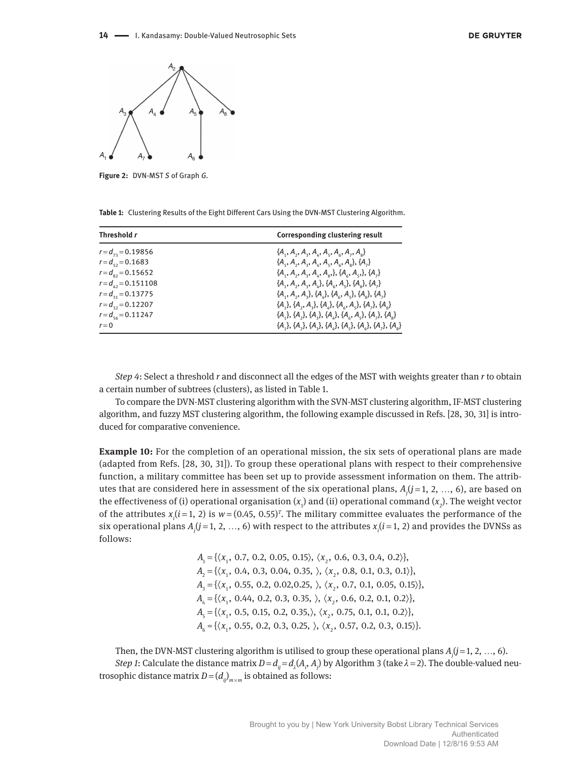Figure 2: DVN-MST $S$ of Graph $G$.

Table 1: Clustering Results of the Eight Different Cars Using the DVN-MST Clustering Algorithm.

| Threshold $r$ | Corresponding clustering result |
|---|---|
| $r = d_{73} = 0.19856$ | $\{A_1, A_2, A_3, A_4, A_5, A_6, A_7, A_8\}$ |
| $r = d_{52} = 0.1683$ | $\{A_1, A_2, A_3, A_4, A_5, A_6, A_8\}, \{A_7\}$ |
| $r = d_{82} = 0.15652$ | $\{A_1, A_2, A_3, A_4, A_8\}, \{A_6, A_5\}, \{A_7\}$ |
| $r = d_{42} = 0.151108$ | $\{A_1, A_2, A_3, A_4\}, \{A_6, A_5\}, \{A_8\}, \{A_7\}$ |
| $r = d_{31} = 0.13775$ | $\{A_1, A_2, A_3\}, \{A_4\}, \{A_6, A_5\}, \{A_8\}, \{A_7\}$ |
| $r = d_{32} = 0.12207$ | $\{A_1\}, \{A_2, A_3\}, \{A_4\}, \{A_6, A_5\}, \{A_7\}, \{A_8\}$ |
| $r = d_{56} = 0.11247$ | $\{A_1\}, \{A_2\}, \{A_3\}, \{A_4\}, \{A_6, A_5\}, \{A_7\}, \{A_8\}$ |
| $r = 0$ | $\{A_1\}, \{A_2\}, \{A_3\}, \{A_4\}, \{A_5\}, \{A_6\}, \{A_7\}, \{A_8\}$ |

*Step 4*: Select a threshold $r$ and disconnect all the edges of the MST with weights greater than $r$ to obtain a certain number of subtrees (clusters), as listed in Table 1.

To compare the DVN-MST clustering algorithm with the SVN-MST clustering algorithm, IF-MST clustering algorithm, and fuzzy MST clustering algorithm, the following example discussed in Refs. [28, 30, 31] is introduced for comparative convenience.

**Example 10:** For the completion of an operational mission, the six sets of operational plans are made (adapted from Refs. [28, 30, 31]). To group these operational plans with respect to their comprehensive function, a military committee has been set up to provide assessment information on them. The attributes that are considered here in assessment of the six operational plans, $A_j (j = 1, 2, \dots, 6)$, are based on the effectiveness of (i) operational organisation ($x_1$) and (ii) operational command ($x_2$). The weight vector of the attributes $x_i (i = 1, 2)$ is $w = (0.45, 0.55)^T$. The military committee evaluates the performance of the six operational plans $A_j (j = 1, 2, \dots, 6)$ with respect to the attributes $x_i (i = 1, 2)$ and provides the DVNSs as follows:

$$A_1 = \{\langle x_1, 0.7, 0.2, 0.05, 0.15\rangle, \langle x_2, 0.6, 0.3, 0.4, 0.2\rangle\},$$
$$A_2 = \{\langle x_1, 0.4, 0.3, 0.04, 0.35, \rangle, \langle x_2, 0.8, 0.1, 0.3, 0.1\rangle\},$$
$$A_3 = \{\langle x_1, 0.55, 0.2, 0.02, 0.25, \rangle, \langle x_2, 0.7, 0.1, 0.05, 0.15\rangle\},$$
$$A_4 = \{\langle x_1, 0.44, 0.2, 0.3, 0.35, \rangle, \langle x_2, 0.6, 0.2, 0.1, 0.2\rangle\},$$
$$A_5 = \{\langle x_1, 0.5, 0.15, 0.2, 0.35,\rangle, \langle x_2, 0.75, 0.1, 0.1, 0.2\rangle\},$$
$$A_6 = \{\langle x_1, 0.55, 0.2, 0.3, 0.25, \rangle, \langle x_2, 0.57, 0.2, 0.3, 0.15\rangle\}.$$

Then, the DVN-MST clustering algorithm is utilised to group these operational plans $A_j (j = 1, 2, \dots, 6)$.

*Step 1*: Calculate the distance matrix $D = d_{ij} = d_\lambda(A_i, A_j)$ by Algorithm 3 (take $\lambda = 2$). The double-valued neutrosophic distance matrix $D = (d_{ij})_{m \times m}$ is obtained as follows: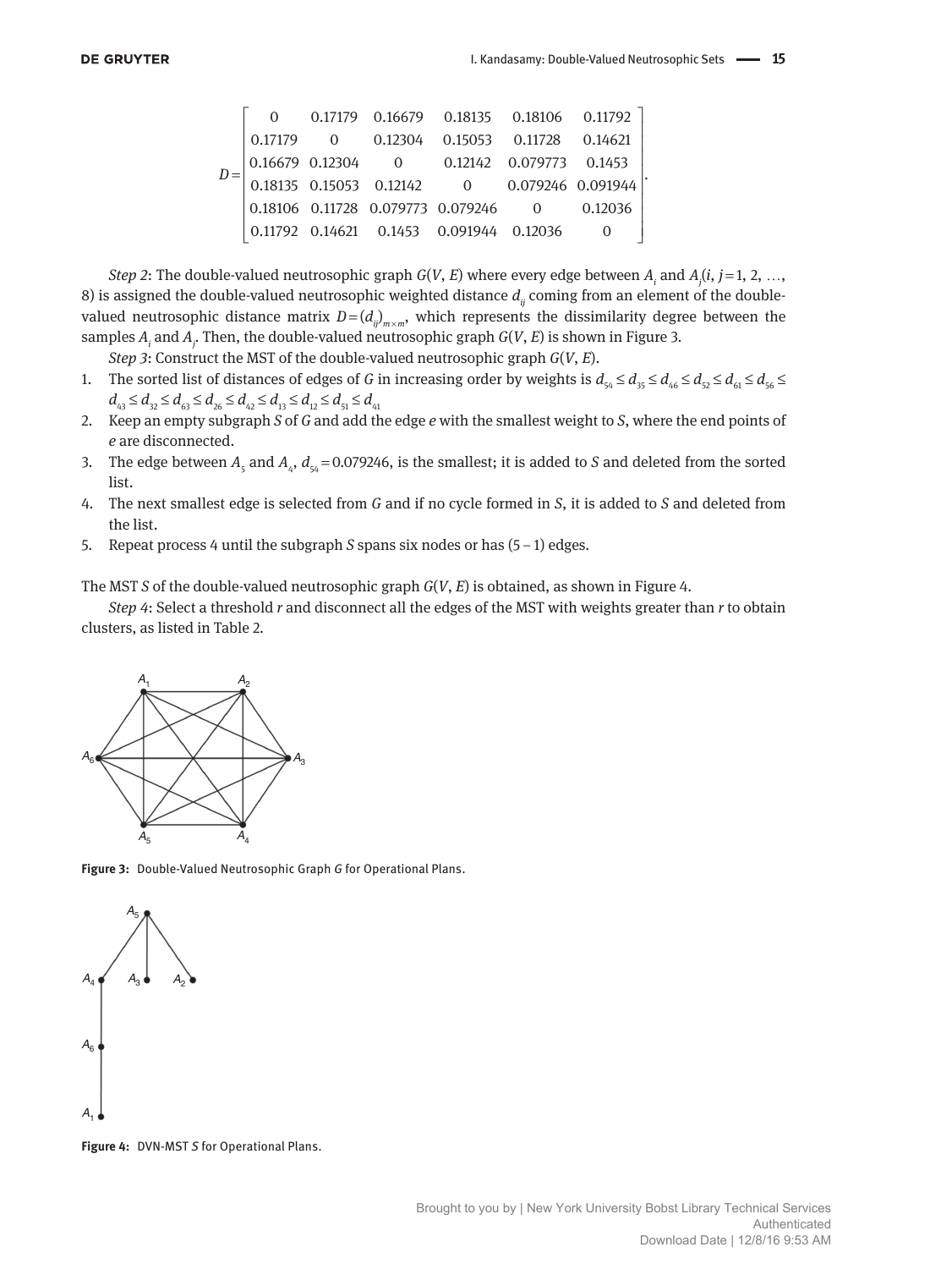$$D=\begin{bmatrix} 0 & 0.17179 & 0.16679 & 0.18135 & 0.18106 & 0.11792 \\ 0.17179 & 0 & 0.12304 & 0.15053 & 0.11728 & 0.14621 \\ 0.16679 & 0.12304 & 0 & 0.12142 & 0.079773 & 0.1453 \\ 0.18135 & 0.15053 & 0.12142 & 0 & 0.079246 & 0.091944 \\ 0.18106 & 0.11728 & 0.079773 & 0.079246 & 0 & 0.12036 \\ 0.11792 & 0.14621 & 0.1453 & 0.091944 & 0.12036 & 0 \end{bmatrix}.$$

*Step 2*: The double-valued neutrosophic graph $G(V, E)$ where every edge between $A_i$ and $A_j (i, j=1, 2, \ldots, 8)$ is assigned the double-valued neutrosophic weighted distance $d_{ij}$ coming from an element of the double-valued neutrosophic distance matrix $D=(d_{ij})_{m\times m}$, which represents the dissimilarity degree between the samples $A_i$ and $A_j$. Then, the double-valued neutrosophic graph $G(V, E)$ is shown in Figure 3.

*Step 3*: Construct the MST of the double-valued neutrosophic graph $G(V, E)$.

1. The sorted list of distances of edges of $G$ in increasing order by weights is $d_{54} \le d_{35} \le d_{46} \le d_{52} \le d_{61} \le d_{56} \le d_{43} \le d_{32} \le d_{63} \le d_{26} \le d_{42} \le d_{13} \le d_{12} \le d_{51} \le d_{41}$
2. Keep an empty subgraph $S$ of $G$ and add the edge $e$ with the smallest weight to $S$, where the end points of $e$ are disconnected.
3. The edge between $A_5$ and $A_4$, $d_{54}=0.079246$, is the smallest; it is added to $S$ and deleted from the sorted list.
4. The next smallest edge is selected from $G$ and if no cycle formed in $S$, it is added to $S$ and deleted from the list.
5. Repeat process 4 until the subgraph $S$ spans six nodes or has $(5-1)$ edges.

The MST $S$ of the double-valued neutrosophic graph $G(V, E)$ is obtained, as shown in Figure 4.

*Step 4*: Select a threshold $r$ and disconnect all the edges of the MST with weights greater than $r$ to obtain clusters, as listed in Table 2.

**Figure 3:** Double-Valued Neutrosophic Graph $G$ for Operational Plans.

**Figure 4:** DVN-MST $S$ for Operational Plans.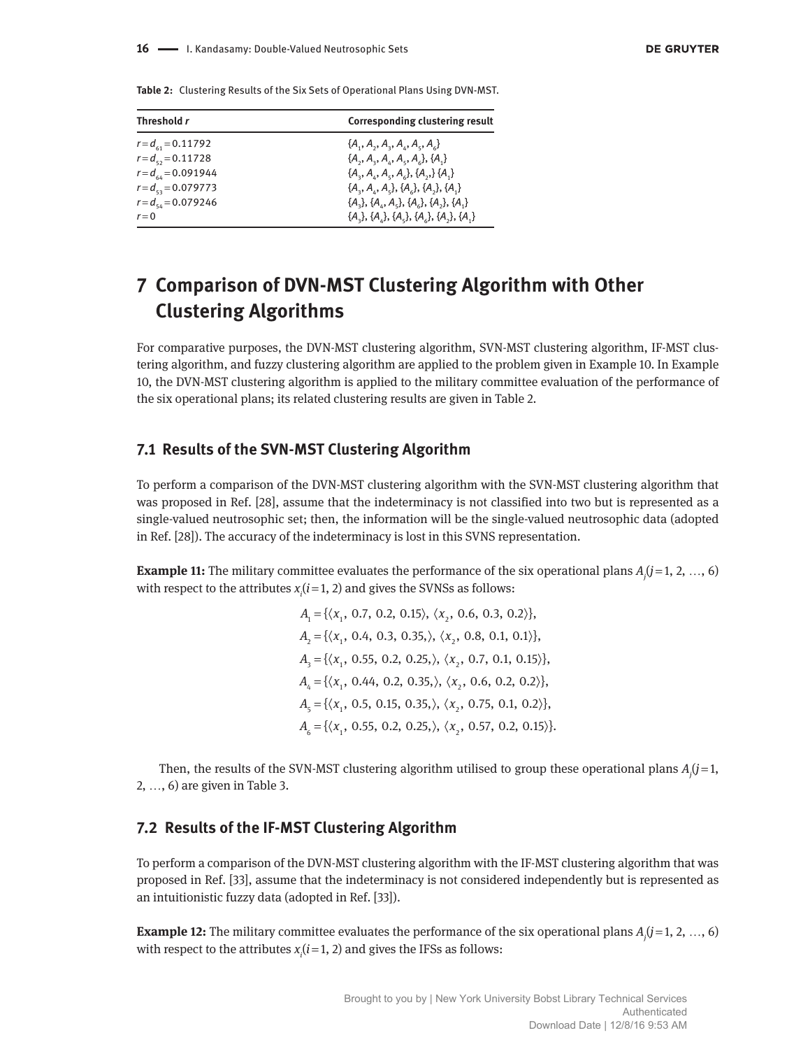**Table 2:** Clustering Results of the Six Sets of Operational Plans Using DVN-MST.

| Threshold $r$ | Corresponding clustering result |
|---|---|
| $r = d_{61} = 0.11792$ | $\{A_1, A_2, A_3, A_4, A_5, A_6\}$ |
| $r = d_{52} = 0.11728$ | $\{A_2, A_3, A_4, A_5, A_6\}, \{A_1\}$ |
| $r = d_{64} = 0.091944$ | $\{A_3, A_4, A_5, A_6\}, \{A_2,\} \{A_1\}$ |
| $r = d_{53} = 0.079773$ | $\{A_3, A_4, A_5\}, \{A_6\}, \{A_2\}, \{A_1\}$ |
| $r = d_{54} = 0.079246$ | $\{A_3\}, \{A_4, A_5\}, \{A_6\}, \{A_2\}, \{A_1\}$ |
| $r = 0$ | $\{A_3\}, \{A_4\}, \{A_5\}, \{A_6\}, \{A_2\}, \{A_1\}$ |

# 7 Comparison of DVN-MST Clustering Algorithm with Other Clustering Algorithms

For comparative purposes, the DVN-MST clustering algorithm, SVN-MST clustering algorithm, IF-MST clustering algorithm, and fuzzy clustering algorithm are applied to the problem given in Example 10. In Example 10, the DVN-MST clustering algorithm is applied to the military committee evaluation of the performance of the six operational plans; its related clustering results are given in Table 2.

## 7.1 Results of the SVN-MST Clustering Algorithm

To perform a comparison of the DVN-MST clustering algorithm with the SVN-MST clustering algorithm that was proposed in Ref. [28], assume that the indeterminacy is not classified into two but is represented as a single-valued neutrosophic set; then, the information will be the single-valued neutrosophic data (adopted in Ref. [28]). The accuracy of the indeterminacy is lost in this SVNS representation.

**Example 11:** The military committee evaluates the performance of the six operational plans $A_j (j = 1, 2, \ldots, 6)$ with respect to the attributes $x_i (i = 1, 2)$ and gives the SVNSs as follows:

$$A_1 = \{\langle x_1, 0.7, 0.2, 0.15\rangle, \langle x_2, 0.6, 0.3, 0.2\rangle\},$$
$$A_2 = \{\langle x_1, 0.4, 0.3, 0.35,\rangle, \langle x_2, 0.8, 0.1, 0.1\rangle\},$$
$$A_3 = \{\langle x_1, 0.55, 0.2, 0.25,\rangle, \langle x_2, 0.7, 0.1, 0.15\rangle\},$$
$$A_4 = \{\langle x_1, 0.44, 0.2, 0.35,\rangle, \langle x_2, 0.6, 0.2, 0.2\rangle\},$$
$$A_5 = \{\langle x_1, 0.5, 0.15, 0.35,\rangle, \langle x_2, 0.75, 0.1, 0.2\rangle\},$$
$$A_6 = \{\langle x_1, 0.55, 0.2, 0.25,\rangle, \langle x_2, 0.57, 0.2, 0.15\rangle\}.$$

Then, the results of the SVN-MST clustering algorithm utilised to group these operational plans $A_j (j = 1, 2, \ldots, 6)$ are given in Table 3.

## 7.2 Results of the IF-MST Clustering Algorithm

To perform a comparison of the DVN-MST clustering algorithm with the IF-MST clustering algorithm that was proposed in Ref. [33], assume that the indeterminacy is not considered independently but is represented as an intuitionistic fuzzy data (adopted in Ref. [33]).

**Example 12:** The military committee evaluates the performance of the six operational plans $A_j (j = 1, 2, \ldots, 6)$ with respect to the attributes $x_i (i = 1, 2)$ and gives the IFSs as follows: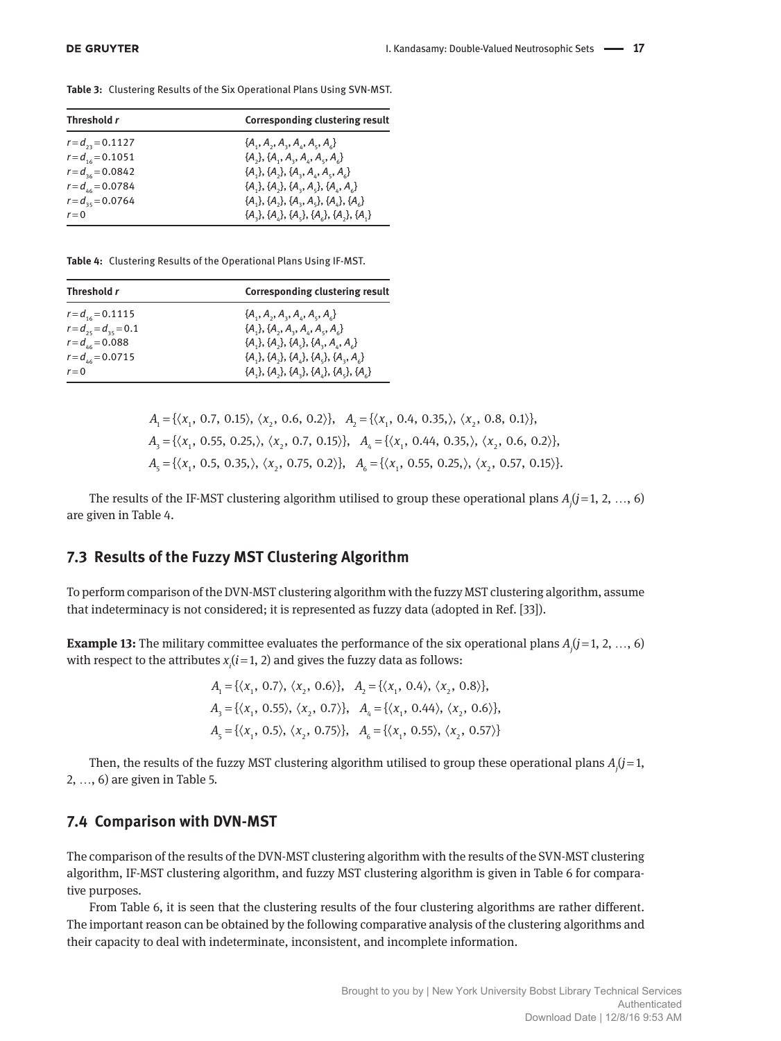**Table 3:** Clustering Results of the Six Operational Plans Using SVN-MST.

| Threshold $r$ | Corresponding clustering result |
|---|---|
| $r=d_{23}=0.1127$ | $\{A_1, A_2, A_3, A_4, A_5, A_6\}$ |
| $r=d_{16}=0.1051$ | $\{A_2\}, \{A_1, A_3, A_4, A_5, A_6\}$ |
| $r=d_{36}=0.0842$ | $\{A_1\}, \{A_2\}, \{A_3, A_4, A_5, A_6\}$ |
| $r=d_{46}=0.0784$ | $\{A_1\}, \{A_2\}, \{A_3, A_5\}, \{A_4, A_6\}$ |
| $r=d_{35}=0.0764$ | $\{A_1\}, \{A_2\}, \{A_3, A_5\}, \{A_4\}, \{A_6\}$ |
| $r=0$ | $\{A_3\}, \{A_4\}, \{A_5\}, \{A_6\}, \{A_2\}, \{A_1\}$ |

**Table 4:** Clustering Results of the Operational Plans Using IF-MST.

| Threshold $r$ | Corresponding clustering result |
|---|---|
| $r=d_{16}=0.1115$ | $\{A_1, A_2, A_3, A_4, A_5, A_6\}$ |
| $r=d_{25}=d_{35}=0.1$ | $\{A_1\}, \{A_2, A_3, A_4, A_5, A_6\}$ |
| $r=d_{46}=0.088$ | $\{A_1\}, \{A_2\}, \{A_5\}, \{A_3, A_4, A_6\}$ |
| $r=d_{46}=0.0715$ | $\{A_1\}, \{A_2\}, \{A_4\}, \{A_5\}, \{A_3, A_6\}$ |
| $r=0$ | $\{A_1\}, \{A_2\}, \{A_3\}, \{A_4\}, \{A_5\}, \{A_6\}$ |

$$A_1=\{\langle x_1,\ 0.7,\ 0.15\rangle,\ \langle x_2,\ 0.6,\ 0.2\rangle\},\quad A_2=\{\langle x_1,\ 0.4,\ 0.35,\rangle,\ \langle x_2,\ 0.8,\ 0.1\rangle\},$$
$$A_3=\{\langle x_1,\ 0.55,\ 0.25,\rangle,\ \langle x_2,\ 0.7,\ 0.15\rangle\},\quad A_4=\{\langle x_1,\ 0.44,\ 0.35,\rangle,\ \langle x_2,\ 0.6,\ 0.2\rangle\},$$
$$A_5=\{\langle x_1,\ 0.5,\ 0.35,\rangle,\ \langle x_2,\ 0.75,\ 0.2\rangle\},\quad A_6=\{\langle x_1,\ 0.55,\ 0.25,\rangle,\ \langle x_2,\ 0.57,\ 0.15\rangle\}.$$

The results of the IF-MST clustering algorithm utilised to group these operational plans $A_j (j=1, 2, \ldots, 6)$ are given in Table 4.

## 7.3 Results of the Fuzzy MST Clustering Algorithm

To perform comparison of the DVN-MST clustering algorithm with the fuzzy MST clustering algorithm, assume that indeterminacy is not considered; it is represented as fuzzy data (adopted in Ref. [33]).

**Example 13:** The military committee evaluates the performance of the six operational plans $A_j (j=1, 2, \ldots, 6)$ with respect to the attributes $x_i (i=1, 2)$ and gives the fuzzy data as follows:

$$A_1=\{\langle x_1,\ 0.7\rangle,\ \langle x_2,\ 0.6\rangle\},\quad A_2=\{\langle x_1,\ 0.4\rangle,\ \langle x_2,\ 0.8\rangle\},$$
$$A_3=\{\langle x_1,\ 0.55\rangle,\ \langle x_2,\ 0.7\rangle\},\quad A_4=\{\langle x_1,\ 0.44\rangle,\ \langle x_2,\ 0.6\rangle\},$$
$$A_5=\{\langle x_1,\ 0.5\rangle,\ \langle x_2,\ 0.75\rangle\},\quad A_6=\{\langle x_1,\ 0.55\rangle,\ \langle x_2,\ 0.57\rangle\}$$

Then, the results of the fuzzy MST clustering algorithm utilised to group these operational plans $A_j (j=1, 2, \ldots, 6)$ are given in Table 5.

## 7.4 Comparison with DVN-MST

The comparison of the results of the DVN-MST clustering algorithm with the results of the SVN-MST clustering algorithm, IF-MST clustering algorithm, and fuzzy MST clustering algorithm is given in Table 6 for comparative purposes.

From Table 6, it is seen that the clustering results of the four clustering algorithms are rather different. The important reason can be obtained by the following comparative analysis of the clustering algorithms and their capacity to deal with indeterminate, inconsistent, and incomplete information.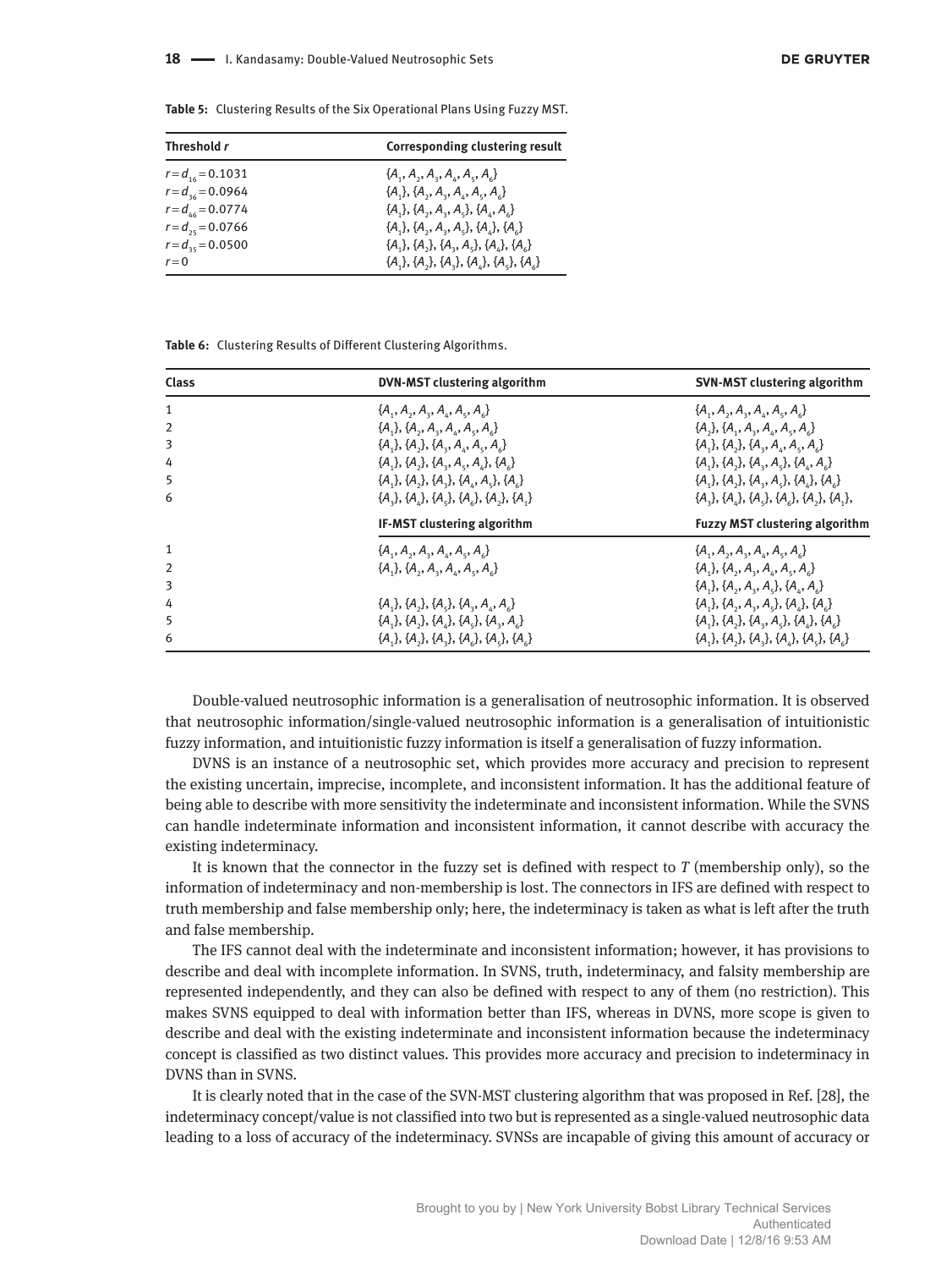**Table 5:** Clustering Results of the Six Operational Plans Using Fuzzy MST.

| Threshold $r$ | Corresponding clustering result |
|---|---|
| $r = d_{16} = 0.1031$ | $\{A_1, A_2, A_3, A_4, A_5, A_6\}$ |
| $r = d_{36} = 0.0964$ | $\{A_1\}, \{A_2, A_3, A_4, A_5, A_6\}$ |
| $r = d_{46} = 0.0774$ | $\{A_1\}, \{A_2, A_3, A_5\}, \{A_4, A_6\}$ |
| $r = d_{25} = 0.0766$ | $\{A_1\}, \{A_2, A_3, A_5\}, \{A_4\}, \{A_6\}$ |
| $r = d_{35} = 0.0500$ | $\{A_1\}, \{A_2\}, \{A_3, A_5\}, \{A_4\}, \{A_6\}$ |
| $r = 0$ | $\{A_1\}, \{A_2\}, \{A_3\}, \{A_4\}, \{A_5\}, \{A_6\}$ |

**Table 6:** Clustering Results of Different Clustering Algorithms.

| Class | DVN-MST clustering algorithm | SVN-MST clustering algorithm |
|---|---|---|
| 1 | $\{A_1, A_2, A_3, A_4, A_5, A_6\}$ | $\{A_1, A_2, A_3, A_4, A_5, A_6\}$ |
| 2 | $\{A_1\}, \{A_2, A_3, A_4, A_5, A_6\}$ | $\{A_2\}, \{A_1, A_3, A_4, A_5, A_6\}$ |
| 3 | $\{A_1\}, \{A_2\}, \{A_3, A_4, A_5, A_6\}$ | $\{A_1\}, \{A_2\}, \{A_3, A_4, A_5, A_6\}$ |
| 4 | $\{A_1\}, \{A_2\}, \{A_3, A_5, A_4\}, \{A_6\}$ | $\{A_1\}, \{A_2\}, \{A_3, A_5\}, \{A_4, A_6\}$ |
| 5 | $\{A_1\}, \{A_2\}, \{A_3\}, \{A_4, A_5\}, \{A_6\}$ | $\{A_1\}, \{A_2\}, \{A_3, A_5\}, \{A_4\}, \{A_6\}$ |
| 6 | $\{A_3\}, \{A_4\}, \{A_5\}, \{A_6\}, \{A_2\}, \{A_1\}$ | $\{A_3\}, \{A_4\}, \{A_5\}, \{A_6\}, \{A_2\}, \{A_1\}$, |
| | **IF-MST clustering algorithm** | **Fuzzy MST clustering algorithm** |
| 1 | $\{A_1, A_2, A_3, A_4, A_5, A_6\}$ | $\{A_1, A_2, A_3, A_4, A_5, A_6\}$ |
| 2 | $\{A_1\}, \{A_2, A_3, A_4, A_5, A_6\}$ | $\{A_1\}, \{A_2, A_3, A_4, A_5, A_6\}$ |
| 3 | | $\{A_1\}, \{A_2, A_3, A_5\}, \{A_4, A_6\}$ |
| 4 | $\{A_1\}, \{A_2\}, \{A_5\}, \{A_3, A_4, A_6\}$ | $\{A_1\}, \{A_2, A_3, A_5\}, \{A_4\}, \{A_6\}$ |
| 5 | $\{A_1\}, \{A_2\}, \{A_4\}, \{A_5\}, \{A_3, A_6\}$ | $\{A_1\}, \{A_2\}, \{A_3, A_5\}, \{A_4\}, \{A_6\}$ |
| 6 | $\{A_1\}, \{A_2\}, \{A_3\}, \{A_6\}, \{A_5\}, \{A_6\}$ | $\{A_1\}, \{A_2\}, \{A_3\}, \{A_4\}, \{A_5\}, \{A_6\}$ |

Double-valued neutrosophic information is a generalisation of neutrosophic information. It is observed that neutrosophic information/single-valued neutrosophic information is a generalisation of intuitionistic fuzzy information, and intuitionistic fuzzy information is itself a generalisation of fuzzy information.

DVNS is an instance of a neutrosophic set, which provides more accuracy and precision to represent the existing uncertain, imprecise, incomplete, and inconsistent information. It has the additional feature of being able to describe with more sensitivity the indeterminate and inconsistent information. While the SVNS can handle indeterminate information and inconsistent information, it cannot describe with accuracy the existing indeterminacy.

It is known that the connector in the fuzzy set is defined with respect to $T$ (membership only), so the information of indeterminacy and non-membership is lost. The connectors in IFS are defined with respect to truth membership and false membership only; here, the indeterminacy is taken as what is left after the truth and false membership.

The IFS cannot deal with the indeterminate and inconsistent information; however, it has provisions to describe and deal with incomplete information. In SVNS, truth, indeterminacy, and falsity membership are represented independently, and they can also be defined with respect to any of them (no restriction). This makes SVNS equipped to deal with information better than IFS, whereas in DVNS, more scope is given to describe and deal with the existing indeterminate and inconsistent information because the indeterminacy concept is classified as two distinct values. This provides more accuracy and precision to indeterminacy in DVNS than in SVNS.

It is clearly noted that in the case of the SVN-MST clustering algorithm that was proposed in Ref. [28], the indeterminacy concept/value is not classified into two but is represented as a single-valued neutrosophic data leading to a loss of accuracy of the indeterminacy. SVNSs are incapable of giving this amount of accuracy or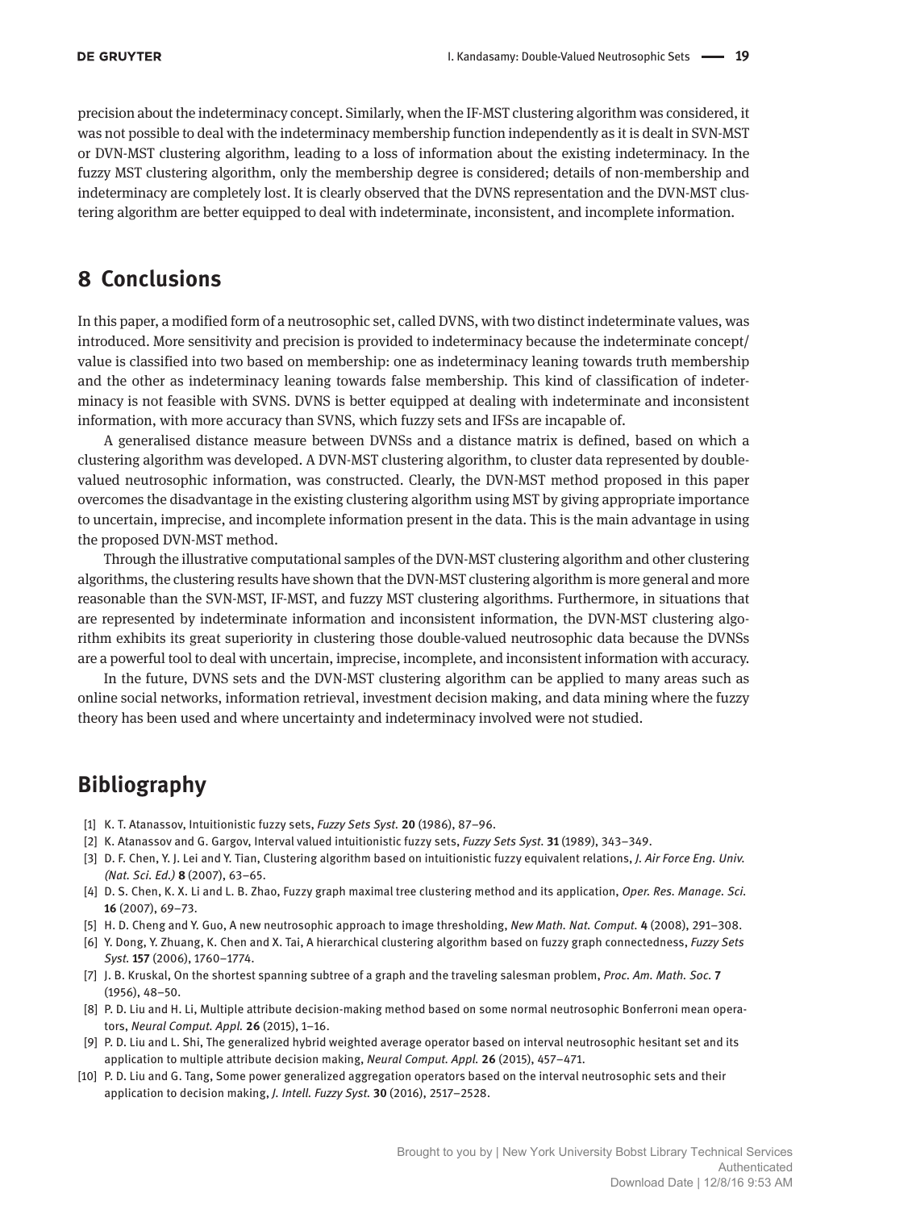precision about the indeterminacy concept. Similarly, when the IF-MST clustering algorithm was considered, it was not possible to deal with the indeterminacy membership function independently as it is dealt in SVN-MST or DVN-MST clustering algorithm, leading to a loss of information about the existing indeterminacy. In the fuzzy MST clustering algorithm, only the membership degree is considered; details of non-membership and indeterminacy are completely lost. It is clearly observed that the DVNS representation and the DVN-MST clustering algorithm are better equipped to deal with indeterminate, inconsistent, and incomplete information.

## 8 Conclusions

In this paper, a modified form of a neutrosophic set, called DVNS, with two distinct indeterminate values, was introduced. More sensitivity and precision is provided to indeterminacy because the indeterminate concept/value is classified into two based on membership: one as indeterminacy leaning towards truth membership and the other as indeterminacy leaning towards false membership. This kind of classification of indeterminacy is not feasible with SVNS. DVNS is better equipped at dealing with indeterminate and inconsistent information, with more accuracy than SVNS, which fuzzy sets and IFSs are incapable of.

A generalised distance measure between DVNSs and a distance matrix is defined, based on which a clustering algorithm was developed. A DVN-MST clustering algorithm, to cluster data represented by double-valued neutrosophic information, was constructed. Clearly, the DVN-MST method proposed in this paper overcomes the disadvantage in the existing clustering algorithm using MST by giving appropriate importance to uncertain, imprecise, and incomplete information present in the data. This is the main advantage in using the proposed DVN-MST method.

Through the illustrative computational samples of the DVN-MST clustering algorithm and other clustering algorithms, the clustering results have shown that the DVN-MST clustering algorithm is more general and more reasonable than the SVN-MST, IF-MST, and fuzzy MST clustering algorithms. Furthermore, in situations that are represented by indeterminate information and inconsistent information, the DVN-MST clustering algorithm exhibits its great superiority in clustering those double-valued neutrosophic data because the DVNSs are a powerful tool to deal with uncertain, imprecise, incomplete, and inconsistent information with accuracy.

In the future, DVNS sets and the DVN-MST clustering algorithm can be applied to many areas such as online social networks, information retrieval, investment decision making, and data mining where the fuzzy theory has been used and where uncertainty and indeterminacy involved were not studied.

## Bibliography

[1] K. T. Atanassov, Intuitionistic fuzzy sets, *Fuzzy Sets Syst.* **20** (1986), 87–96.

[2] K. Atanassov and G. Gargov, Interval valued intuitionistic fuzzy sets, *Fuzzy Sets Syst.* **31** (1989), 343–349.

[3] D. F. Chen, Y. J. Lei and Y. Tian, Clustering algorithm based on intuitionistic fuzzy equivalent relations, *J. Air Force Eng. Univ. (Nat. Sci. Ed.)* **8** (2007), 63–65.

[4] D. S. Chen, K. X. Li and L. B. Zhao, Fuzzy graph maximal tree clustering method and its application, *Oper. Res. Manage. Sci.* **16** (2007), 69–73.

[5] H. D. Cheng and Y. Guo, A new neutrosophic approach to image thresholding, *New Math. Nat. Comput.* **4** (2008), 291–308.

[6] Y. Dong, Y. Zhuang, K. Chen and X. Tai, A hierarchical clustering algorithm based on fuzzy graph connectedness, *Fuzzy Sets Syst.* **157** (2006), 1760–1774.

[7] J. B. Kruskal, On the shortest spanning subtree of a graph and the traveling salesman problem, *Proc. Am. Math. Soc.* **7** (1956), 48–50.

[8] P. D. Liu and H. Li, Multiple attribute decision-making method based on some normal neutrosophic Bonferroni mean operators, *Neural Comput. Appl.* **26** (2015), 1–16.

[9] P. D. Liu and L. Shi, The generalized hybrid weighted average operator based on interval neutrosophic hesitant set and its application to multiple attribute decision making, *Neural Comput. Appl.* **26** (2015), 457–471.

[10] P. D. Liu and G. Tang, Some power generalized aggregation operators based on the interval neutrosophic sets and their application to decision making, *J. Intell. Fuzzy Syst.* **30** (2016), 2517–2528.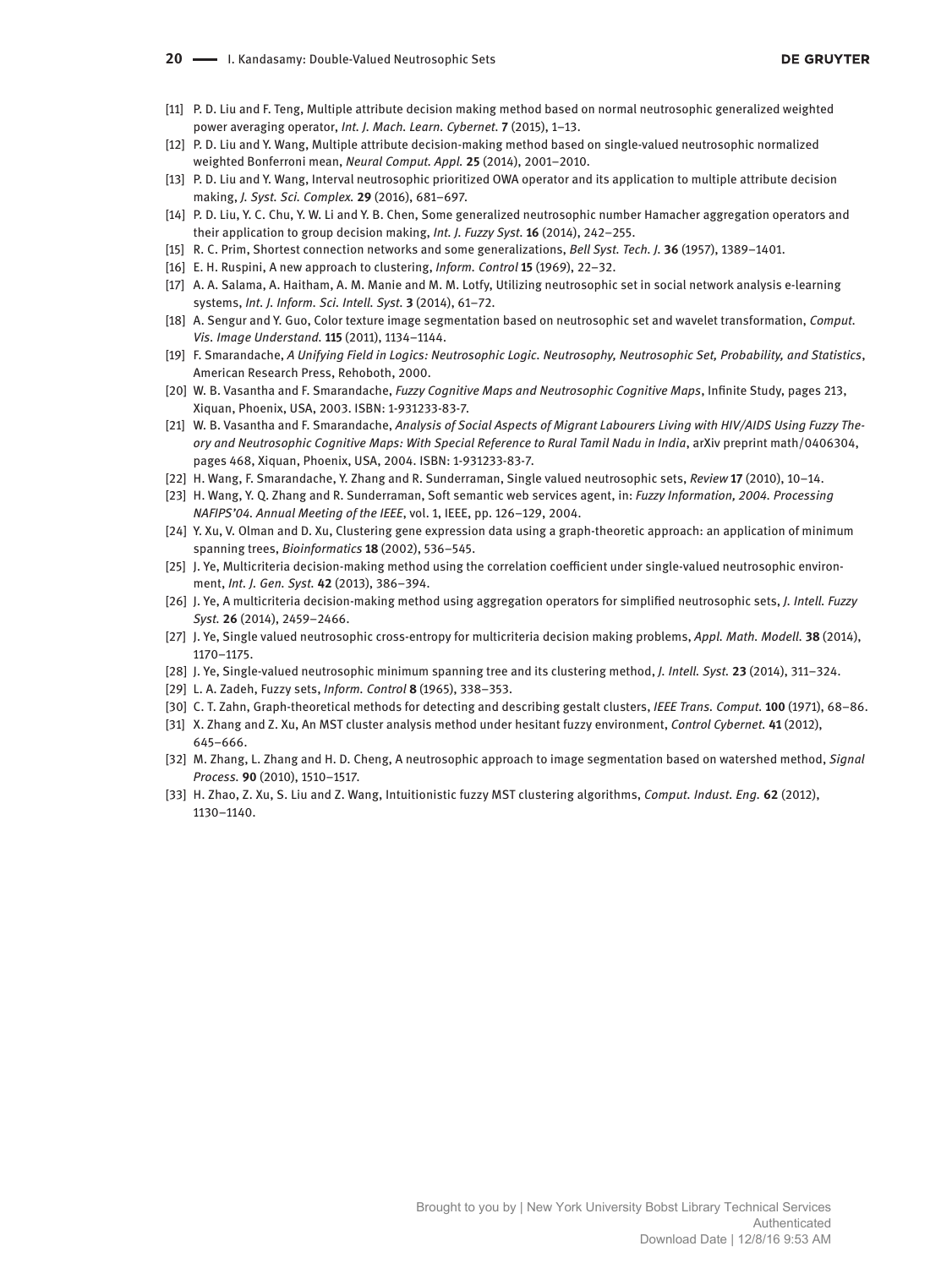[11] P. D. Liu and F. Teng, Multiple attribute decision making method based on normal neutrosophic generalized weighted power averaging operator, *Int. J. Mach. Learn. Cybernet.* **7** (2015), 1–13.

[12] P. D. Liu and Y. Wang, Multiple attribute decision-making method based on single-valued neutrosophic normalized weighted Bonferroni mean, *Neural Comput. Appl.* **25** (2014), 2001–2010.

[13] P. D. Liu and Y. Wang, Interval neutrosophic prioritized OWA operator and its application to multiple attribute decision making, *J. Syst. Sci. Complex.* **29** (2016), 681–697.

[14] P. D. Liu, Y. C. Chu, Y. W. Li and Y. B. Chen, Some generalized neutrosophic number Hamacher aggregation operators and their application to group decision making, *Int. J. Fuzzy Syst.* **16** (2014), 242–255.

[15] R. C. Prim, Shortest connection networks and some generalizations, *Bell Syst. Tech. J.* **36** (1957), 1389–1401.

[16] E. H. Ruspini, A new approach to clustering, *Inform. Control* **15** (1969), 22–32.

[17] A. A. Salama, A. Haitham, A. M. Manie and M. M. Lotfy, Utilizing neutrosophic set in social network analysis e-learning systems, *Int. J. Inform. Sci. Intell. Syst.* **3** (2014), 61–72.

[18] A. Sengur and Y. Guo, Color texture image segmentation based on neutrosophic set and wavelet transformation, *Comput. Vis. Image Understand.* **115** (2011), 1134–1144.

[19] F. Smarandache, *A Unifying Field in Logics: Neutrosophic Logic. Neutrosophy, Neutrosophic Set, Probability, and Statistics*, American Research Press, Rehoboth, 2000.

[20] W. B. Vasantha and F. Smarandache, *Fuzzy Cognitive Maps and Neutrosophic Cognitive Maps*, Infinite Study, pages 213, Xiquan, Phoenix, USA, 2003. ISBN: 1-931233-83-7.

[21] W. B. Vasantha and F. Smarandache, *Analysis of Social Aspects of Migrant Labourers Living with HIV/AIDS Using Fuzzy Theory and Neutrosophic Cognitive Maps: With Special Reference to Rural Tamil Nadu in India*, arXiv preprint math/0406304, pages 468, Xiquan, Phoenix, USA, 2004. ISBN: 1-931233-83-7.

[22] H. Wang, F. Smarandache, Y. Zhang and R. Sunderraman, Single valued neutrosophic sets, *Review* **17** (2010), 10–14.

[23] H. Wang, Y. Q. Zhang and R. Sunderraman, Soft semantic web services agent, in: *Fuzzy Information, 2004. Processing NAFIPS'04. Annual Meeting of the IEEE*, vol. 1, IEEE, pp. 126–129, 2004.

[24] Y. Xu, V. Olman and D. Xu, Clustering gene expression data using a graph-theoretic approach: an application of minimum spanning trees, *Bioinformatics* **18** (2002), 536–545.

[25] J. Ye, Multicriteria decision-making method using the correlation coefficient under single-valued neutrosophic environment, *Int. J. Gen. Syst.* **42** (2013), 386–394.

[26] J. Ye, A multicriteria decision-making method using aggregation operators for simplified neutrosophic sets, *J. Intell. Fuzzy Syst.* **26** (2014), 2459–2466.

[27] J. Ye, Single valued neutrosophic cross-entropy for multicriteria decision making problems, *Appl. Math. Modell.* **38** (2014), 1170–1175.

[28] J. Ye, Single-valued neutrosophic minimum spanning tree and its clustering method, *J. Intell. Syst.* **23** (2014), 311–324.

[29] L. A. Zadeh, Fuzzy sets, *Inform. Control* **8** (1965), 338–353.

[30] C. T. Zahn, Graph-theoretical methods for detecting and describing gestalt clusters, *IEEE Trans. Comput.* **100** (1971), 68–86.

[31] X. Zhang and Z. Xu, An MST cluster analysis method under hesitant fuzzy environment, *Control Cybernet.* **41** (2012), 645–666.

[32] M. Zhang, L. Zhang and H. D. Cheng, A neutrosophic approach to image segmentation based on watershed method, *Signal Process.* **90** (2010), 1510–1517.

[33] H. Zhao, Z. Xu, S. Liu and Z. Wang, Intuitionistic fuzzy MST clustering algorithms, *Comput. Indust. Eng.* **62** (2012), 1130–1140.